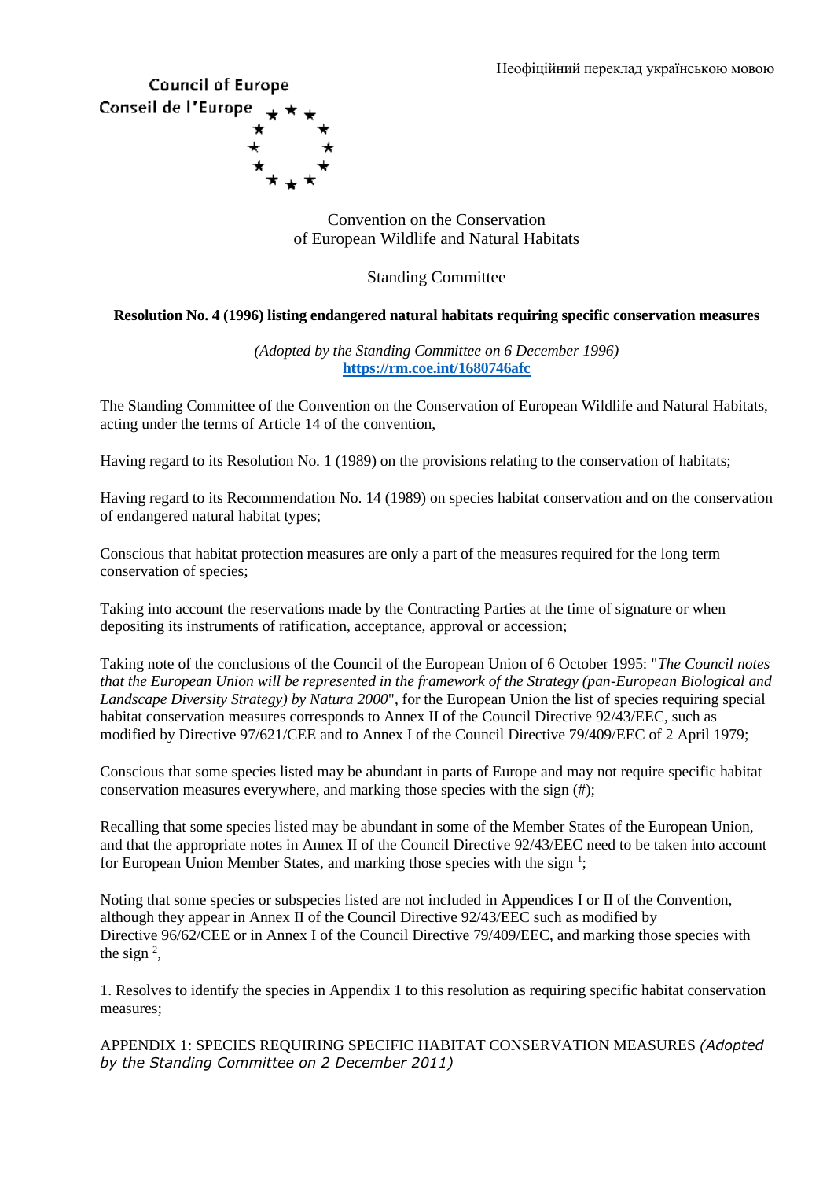Неофіційний переклад українською мовою

Council of Europe
Conseil de l'Europe

Convention on the Conservation
of European Wildlife and Natural Habitats

Standing Committee

**Resolution No. 4 (1996) listing endangered natural habitats requiring specific conservation measures**

*(Adopted by the Standing Committee on 6 December 1996)*
**https://rm.coe.int/1680746afc**

The Standing Committee of the Convention on the Conservation of European Wildlife and Natural Habitats, acting under the terms of Article 14 of the convention,

Having regard to its Resolution No. 1 (1989) on the provisions relating to the conservation of habitats;

Having regard to its Recommendation No. 14 (1989) on species habitat conservation and on the conservation of endangered natural habitat types;

Conscious that habitat protection measures are only a part of the measures required for the long term conservation of species;

Taking into account the reservations made by the Contracting Parties at the time of signature or when depositing its instruments of ratification, acceptance, approval or accession;

Taking note of the conclusions of the Council of the European Union of 6 October 1995: "*The Council notes that the European Union will be represented in the framework of the Strategy (pan-European Biological and Landscape Diversity Strategy) by Natura 2000*", for the European Union the list of species requiring special habitat conservation measures corresponds to Annex II of the Council Directive 92/43/EEC, such as modified by Directive 97/621/CEE and to Annex I of the Council Directive 79/409/EEC of 2 April 1979;

Conscious that some species listed may be abundant in parts of Europe and may not require specific habitat conservation measures everywhere, and marking those species with the sign (#);

Recalling that some species listed may be abundant in some of the Member States of the European Union, and that the appropriate notes in Annex II of the Council Directive 92/43/EEC need to be taken into account for European Union Member States, and marking those species with the sign [1];

Noting that some species or subspecies listed are not included in Appendices I or II of the Convention, although they appear in Annex II of the Council Directive 92/43/EEC such as modified by Directive 96/62/CEE or in Annex I of the Council Directive 79/409/EEC, and marking those species with the sign [2],

1. Resolves to identify the species in Appendix 1 to this resolution as requiring specific habitat conservation measures;

APPENDIX 1: SPECIES REQUIRING SPECIFIC HABITAT CONSERVATION MEASURES *(Adopted by the Standing Committee on 2 December 2011)*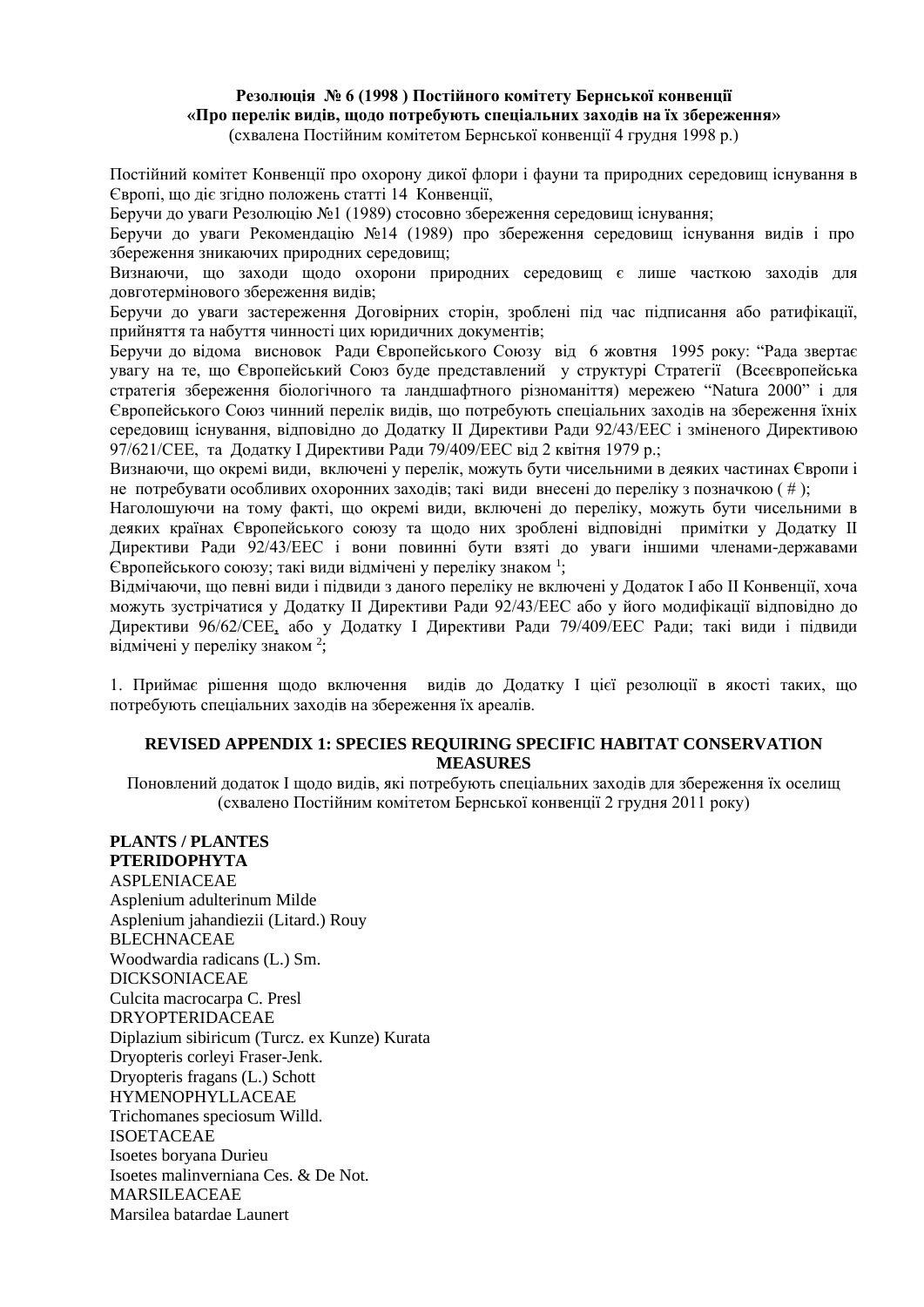**Резолюція № 6 (1998 ) Постійного комітету Бернської конвенції**
**«Про перелік видів, щодо потребують спеціальних заходів на їх збереження»**
(схвалена Постійним комітетом Бернської конвенції 4 грудня 1998 р.)

Постійний комітет Конвенції про охорону дикої флори і фауни та природних середовищ існування в Європі, що діє згідно положень статті 14 Конвенції,

Беручи до уваги Резолюцію №1 (1989) стосовно збереження середовищ існування;

Беручи до уваги Рекомендацію №14 (1989) про збереження середовищ існування видів і про збереження зникаючих природних середовищ;

Визнаючи, що заходи щодо охорони природних середовищ є лише часткою заходів для довготермінового збереження видів;

Беручи до уваги застереження Договірних сторін, зроблені під час підписання або ратифікації, прийняття та набуття чинності цих юридичних документів;

Беручи до відома висновок Ради Європейського Союзу від 6 жовтня 1995 року: "Рада звертає увагу на те, що Європейський Союз буде представлений у структурі Стратегії (Всеєвропейська стратегія збереження біологічного та ландшафтного різноманіття) мережею "Natura 2000" і для Європейського Союз чинний перелік видів, що потребують спеціальних заходів на збереження їхніх середовищ існування, відповідно до Додатку ІІ Директиви Ради 92/43/ЕЕС і зміненого Директивою 97/621/СЕЕ, та Додатку І Директиви Ради 79/409/ЕЕС від 2 квітня 1979 р.;

Визнаючи, що окремі види, включені у перелік, можуть бути чисельними в деяких частинах Європи і не потребувати особливих охоронних заходів; такі види внесені до переліку з позначкою ( # );

Наголошуючи на тому факті, що окремі види, включені до переліку, можуть бути чисельними в деяких країнах Європейського союзу та щодо них зроблені відповідні примітки у Додатку ІІ Директиви Ради 92/43/ЕЕС і вони повинні бути взяті до уваги іншими членами-державами Європейського союзу; такі види відмічені у переліку знаком [1];

Відмічаючи, що певні види і підвиди з даного переліку не включені у Додаток І або ІІ Конвенції, хоча можуть зустрічатися у Додатку ІІ Директиви Ради 92/43/ЕЕС або у його модифікації відповідно до Директиви 96/62/СЕЕ, або у Додатку І Директиви Ради 79/409/ЕЕС Ради; такі види і підвиди відмічені у переліку знаком [2];

1. Приймає рішення щодо включення видів до Додатку І цієї резолюції в якості таких, що потребують спеціальних заходів на збереження їх ареалів.

**REVISED APPENDIX 1: SPECIES REQUIRING SPECIFIC HABITAT CONSERVATION MEASURES**

Поновлений додаток І щодо видів, які потребують спеціальних заходів для збереження їх оселищ
(схвалено Постійним комітетом Бернської конвенції 2 грудня 2011 року)

**PLANTS / PLANTES**
**PTERIDOPHYTA**
ASPLENIACEAE
Asplenium adulterinum Milde
Asplenium jahandiezii (Litard.) Rouy
BLECHNACEAE
Woodwardia radicans (L.) Sm.
DICKSONIACEAE
Culcita macrocarpa C. Presl
DRYOPTERIDACEAE
Diplazium sibiricum (Turcz. ex Kunze) Kurata
Dryopteris corleyi Fraser-Jenk.
Dryopteris fragans (L.) Schott
HYMENOPHYLLACEAE
Trichomanes speciosum Willd.
ISOETACEAE
Isoetes boryana Durieu
Isoetes malinverniana Ces. & De Not.
MARSILEACEAE
Marsilea batardae Launert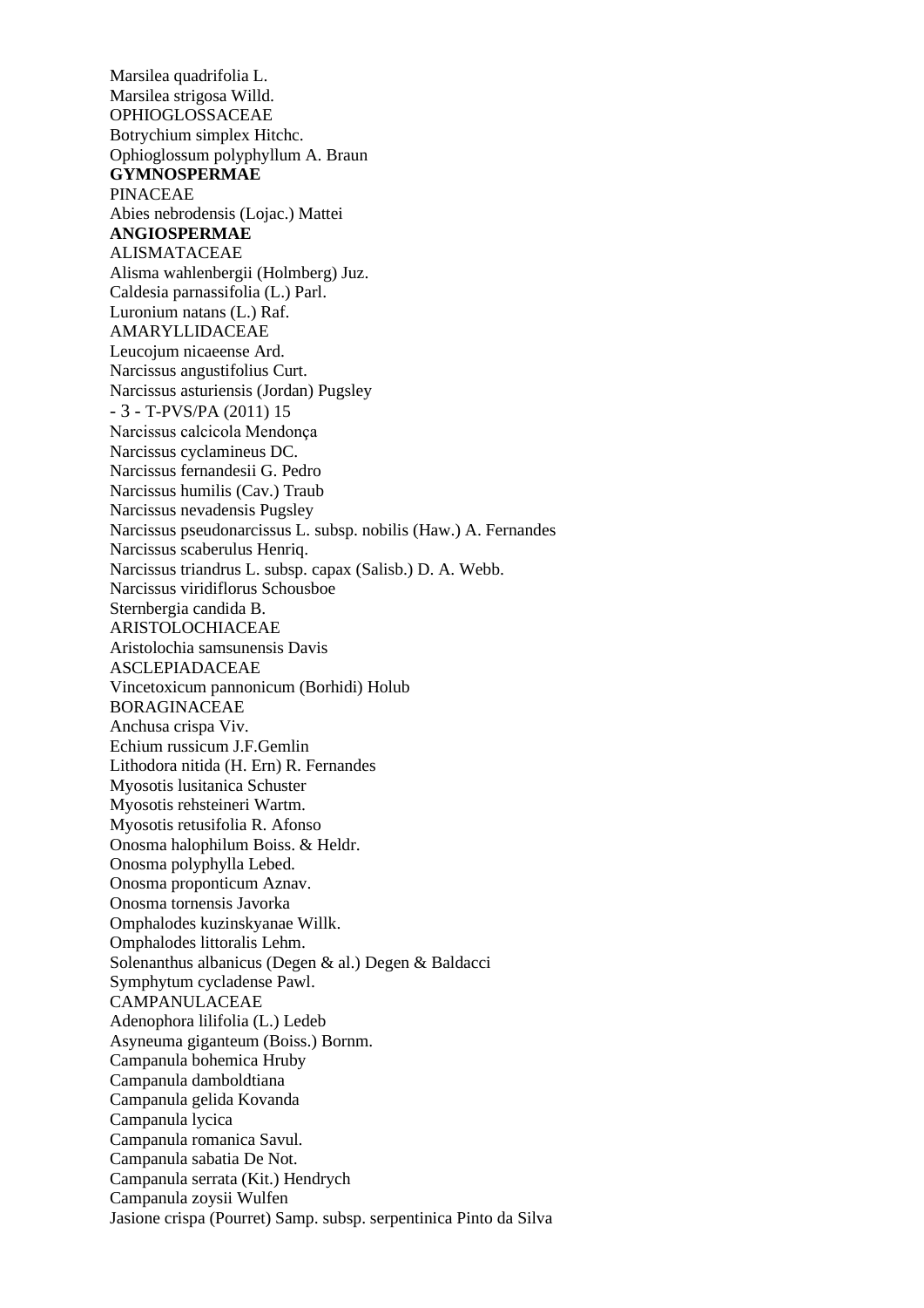Marsilea quadrifolia L.
Marsilea strigosa Willd.
OPHIOGLOSSACEAE
Botrychium simplex Hitchc.
Ophioglossum polyphyllum A. Braun
**GYMNOSPERMAE**
PINACEAE
Abies nebrodensis (Lojac.) Mattei
**ANGIOSPERMAE**
ALISMATACEAE
Alisma wahlenbergii (Holmberg) Juz.
Caldesia parnassifolia (L.) Parl.
Luronium natans (L.) Raf.
AMARYLLIDACEAE
Leucojum nicaeense Ard.
Narcissus angustifolius Curt.
Narcissus asturiensis (Jordan) Pugsley
Narcissus calcicola Mendonça
Narcissus cyclamineus DC.
Narcissus fernandesii G. Pedro
Narcissus humilis (Cav.) Traub
Narcissus nevadensis Pugsley
Narcissus pseudonarcissus L. subsp. nobilis (Haw.) A. Fernandes
Narcissus scaberulus Henriq.
Narcissus triandrus L. subsp. capax (Salisb.) D. A. Webb.
Narcissus viridiflorus Schousboe
Sternbergia candida B.
ARISTOLOCHIACEAE
Aristolochia samsunensis Davis
ASCLEPIADACEAE
Vincetoxicum pannonicum (Borhidi) Holub
BORAGINACEAE
Anchusa crispa Viv.
Echium russicum J.F.Gemlin
Lithodora nitida (H. Ern) R. Fernandes
Myosotis lusitanica Schuster
Myosotis rehsteineri Wartm.
Myosotis retusifolia R. Afonso
Onosma halophilum Boiss. & Heldr.
Onosma polyphylla Lebed.
Onosma proponticum Aznav.
Onosma tornensis Javorka
Omphalodes kuzinskyanae Willk.
Omphalodes littoralis Lehm.
Solenanthus albanicus (Degen & al.) Degen & Baldacci
Symphytum cycladense Pawl.
CAMPANULACEAE
Adenophora lilifolia (L.) Ledeb
Asyneuma giganteum (Boiss.) Bornm.
Campanula bohemica Hruby
Campanula damboldtiana
Campanula gelida Kovanda
Campanula lycica
Campanula romanica Savul.
Campanula sabatia De Not.
Campanula serrata (Kit.) Hendrych
Campanula zoysii Wulfen
Jasione crispa (Pourret) Samp. subsp. serpentinica Pinto da Silva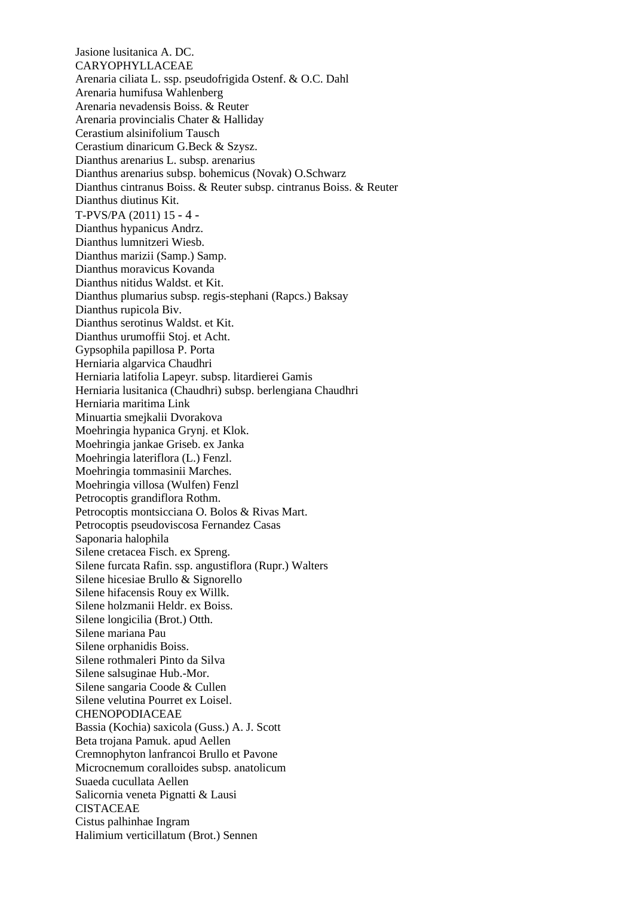Jasione lusitanica A. DC.

CARYOPHYLLACEAE

Arenaria ciliata L. ssp. pseudofrigida Ostenf. & O.C. Dahl
Arenaria humifusa Wahlenberg
Arenaria nevadensis Boiss. & Reuter
Arenaria provincialis Chater & Halliday
Cerastium alsinifolium Tausch
Cerastium dinaricum G.Beck & Szysz.
Dianthus arenarius L. subsp. arenarius
Dianthus arenarius subsp. bohemicus (Novak) O.Schwarz
Dianthus cintranus Boiss. & Reuter subsp. cintranus Boiss. & Reuter
Dianthus diutinus Kit.
Dianthus hypanicus Andrz.
Dianthus lumnitzeri Wiesb.
Dianthus marizii (Samp.) Samp.
Dianthus moravicus Kovanda
Dianthus nitidus Waldst. et Kit.
Dianthus plumarius subsp. regis-stephani (Rapcs.) Baksay
Dianthus rupicola Biv.
Dianthus serotinus Waldst. et Kit.
Dianthus urumoffii Stoj. et Acht.
Gypsophila papillosa P. Porta
Herniaria algarvica Chaudhri
Herniaria latifolia Lapeyr. subsp. litardierei Gamis
Herniaria lusitanica (Chaudhri) subsp. berlengiana Chaudhri
Herniaria maritima Link
Minuartia smejkalii Dvorakova
Moehringia hypanica Grynj. et Klok.
Moehringia jankae Griseb. ex Janka
Moehringia lateriflora (L.) Fenzl.
Moehringia tommasinii Marches.
Moehringia villosa (Wulfen) Fenzl
Petrocoptis grandiflora Rothm.
Petrocoptis montsicciana O. Bolos & Rivas Mart.
Petrocoptis pseudoviscosa Fernandez Casas
Saponaria halophila
Silene cretacea Fisch. ex Spreng.
Silene furcata Rafin. ssp. angustiflora (Rupr.) Walters
Silene hicesiae Brullo & Signorello
Silene hifacensis Rouy ex Willk.
Silene holzmanii Heldr. ex Boiss.
Silene longicilia (Brot.) Otth.
Silene mariana Pau
Silene orphanidis Boiss.
Silene rothmaleri Pinto da Silva
Silene salsuginae Hub.-Mor.
Silene sangaria Coode & Cullen
Silene velutina Pourret ex Loisel.

CHENOPODIACEAE

Bassia (Kochia) saxicola (Guss.) A. J. Scott
Beta trojana Pamuk. apud Aellen
Cremnophyton lanfrancoi Brullo et Pavone
Microcnemum coralloides subsp. anatolicum
Suaeda cucullata Aellen
Salicornia veneta Pignatti & Lausi

CISTACEAE

Cistus palhinhae Ingram
Halimium verticillatum (Brot.) Sennen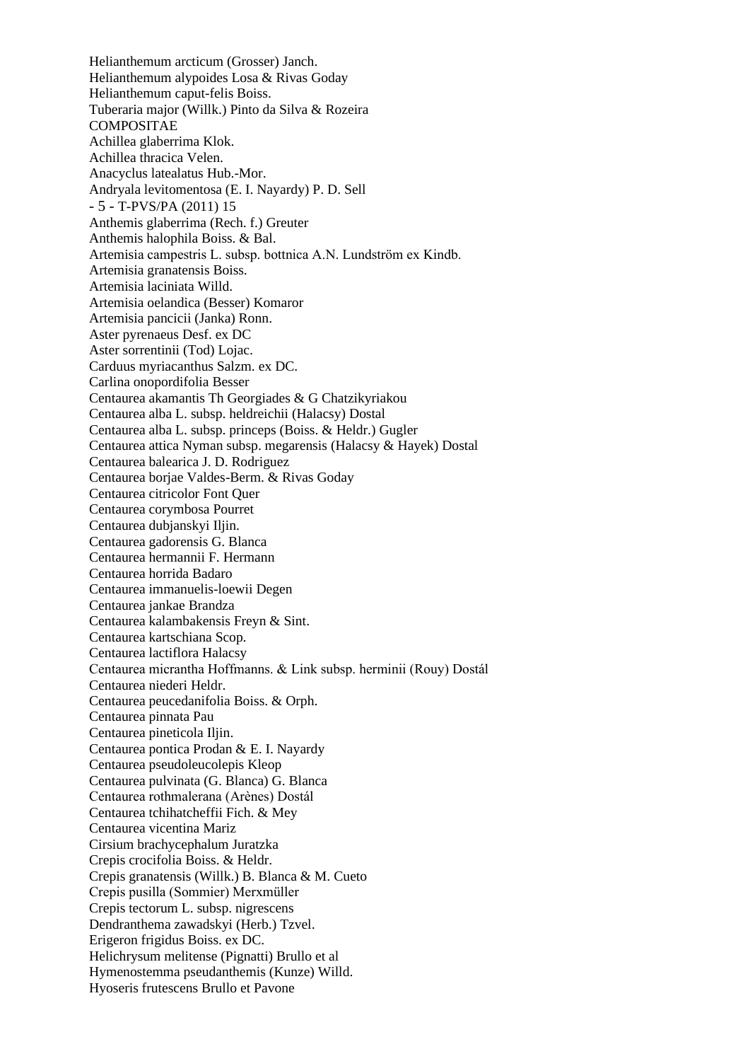Helianthemum arcticum (Grosser) Janch.
Helianthemum alypoides Losa & Rivas Goday
Helianthemum caput-felis Boiss.
Tuberaria major (Willk.) Pinto da Silva & Rozeira
COMPOSITAE
Achillea glaberrima Klok.
Achillea thracica Velen.
Anacyclus latealatus Hub.-Mor.
Andryala levitomentosa (E. I. Nayardy) P. D. Sell
Anthemis glaberrima (Rech. f.) Greuter
Anthemis halophila Boiss. & Bal.
Artemisia campestris L. subsp. bottnica A.N. Lundström ex Kindb.
Artemisia granatensis Boiss.
Artemisia laciniata Willd.
Artemisia oelandica (Besser) Komaror
Artemisia pancicii (Janka) Ronn.
Aster pyrenaeus Desf. ex DC
Aster sorrentinii (Tod) Lojac.
Carduus myriacanthus Salzm. ex DC.
Carlina onopordifolia Besser
Centaurea akamantis Th Georgiades & G Chatzikyriakou
Centaurea alba L. subsp. heldreichii (Halacsy) Dostal
Centaurea alba L. subsp. princeps (Boiss. & Heldr.) Gugler
Centaurea attica Nyman subsp. megarensis (Halacsy & Hayek) Dostal
Centaurea balearica J. D. Rodriguez
Centaurea borjae Valdes-Berm. & Rivas Goday
Centaurea citricolor Font Quer
Centaurea corymbosa Pourret
Centaurea dubjanskyi Iljin.
Centaurea gadorensis G. Blanca
Centaurea hermannii F. Hermann
Centaurea horrida Badaro
Centaurea immanuelis-loewii Degen
Centaurea jankae Brandza
Centaurea kalambakensis Freyn & Sint.
Centaurea kartschiana Scop.
Centaurea lactiflora Halacsy
Centaurea micrantha Hoffmanns. & Link subsp. herminii (Rouy) Dostál
Centaurea niederi Heldr.
Centaurea peucedanifolia Boiss. & Orph.
Centaurea pinnata Pau
Centaurea pineticola Iljin.
Centaurea pontica Prodan & E. I. Nayardy
Centaurea pseudoleucolepis Kleop
Centaurea pulvinata (G. Blanca) G. Blanca
Centaurea rothmalerana (Arènes) Dostál
Centaurea tchihatcheffii Fich. & Mey
Centaurea vicentina Mariz
Cirsium brachycephalum Juratzka
Crepis crocifolia Boiss. & Heldr.
Crepis granatensis (Willk.) B. Blanca & M. Cueto
Crepis pusilla (Sommier) Merxmüller
Crepis tectorum L. subsp. nigrescens
Dendranthema zawadskyi (Herb.) Tzvel.
Erigeron frigidus Boiss. ex DC.
Helichrysum melitense (Pignatti) Brullo et al
Hymenostemma pseudanthemis (Kunze) Willd.
Hyoseris frutescens Brullo et Pavone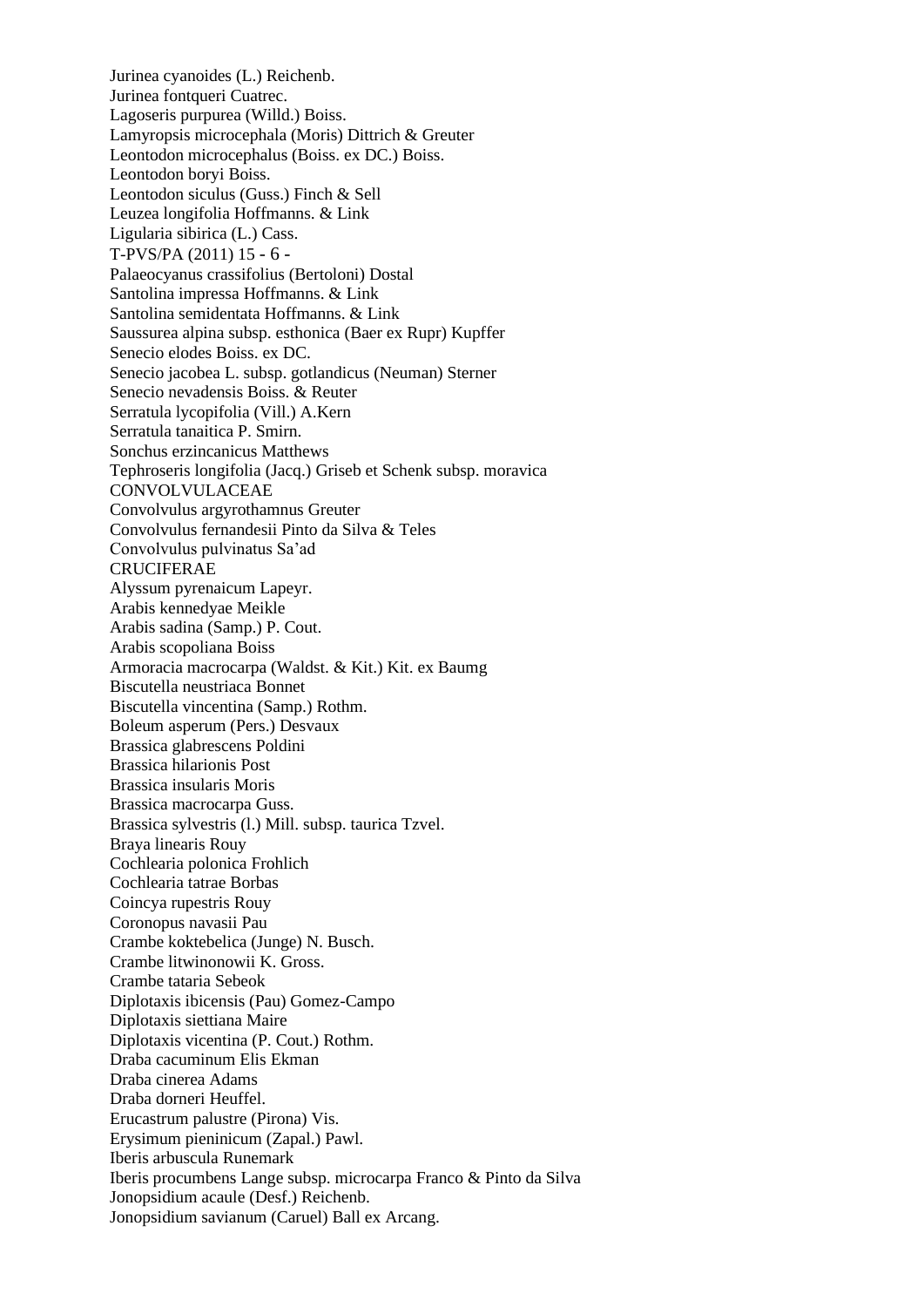Jurinea cyanoides (L.) Reichenb.
Jurinea fontqueri Cuatrec.
Lagoseris purpurea (Willd.) Boiss.
Lamyropsis microcephala (Moris) Dittrich & Greuter
Leontodon microcephalus (Boiss. ex DC.) Boiss.
Leontodon boryi Boiss.
Leontodon siculus (Guss.) Finch & Sell
Leuzea longifolia Hoffmanns. & Link
Ligularia sibirica (L.) Cass.
Palaeocyanus crassifolius (Bertoloni) Dostal
Santolina impressa Hoffmanns. & Link
Santolina semidentata Hoffmanns. & Link
Saussurea alpina subsp. esthonica (Baer ex Rupr) Kupffer
Senecio elodes Boiss. ex DC.
Senecio jacobea L. subsp. gotlandicus (Neuman) Sterner
Senecio nevadensis Boiss. & Reuter
Serratula lycopifolia (Vill.) A.Kern
Serratula tanaitica P. Smirn.
Sonchus erzincanicus Matthews
Tephroseris longifolia (Jacq.) Griseb et Schenk subsp. moravica

CONVOLVULACEAE

Convolvulus argyrothamnus Greuter
Convolvulus fernandesii Pinto da Silva & Teles
Convolvulus pulvinatus Sa'ad

CRUCIFERAE

Alyssum pyrenaicum Lapeyr.
Arabis kennedyae Meikle
Arabis sadina (Samp.) P. Cout.
Arabis scopoliana Boiss
Armoracia macrocarpa (Waldst. & Kit.) Kit. ex Baumg
Biscutella neustriaca Bonnet
Biscutella vincentina (Samp.) Rothm.
Boleum asperum (Pers.) Desvaux
Brassica glabrescens Poldini
Brassica hilarionis Post
Brassica insularis Moris
Brassica macrocarpa Guss.
Brassica sylvestris (l.) Mill. subsp. taurica Tzvel.
Braya linearis Rouy
Cochlearia polonica Frohlich
Cochlearia tatrae Borbas
Coincya rupestris Rouy
Coronopus navasii Pau
Crambe koktebelica (Junge) N. Busch.
Crambe litwinonowii K. Gross.
Crambe tataria Sebeok
Diplotaxis ibicensis (Pau) Gomez-Campo
Diplotaxis siettiana Maire
Diplotaxis vicentina (P. Cout.) Rothm.
Draba cacuminum Elis Ekman
Draba cinerea Adams
Draba dorneri Heuffel.
Erucastrum palustre (Pirona) Vis.
Erysimum pieninicum (Zapal.) Pawl.
Iberis arbuscula Runemark
Iberis procumbens Lange subsp. microcarpa Franco & Pinto da Silva
Jonopsidium acaule (Desf.) Reichenb.
Jonopsidium savianum (Caruel) Ball ex Arcang.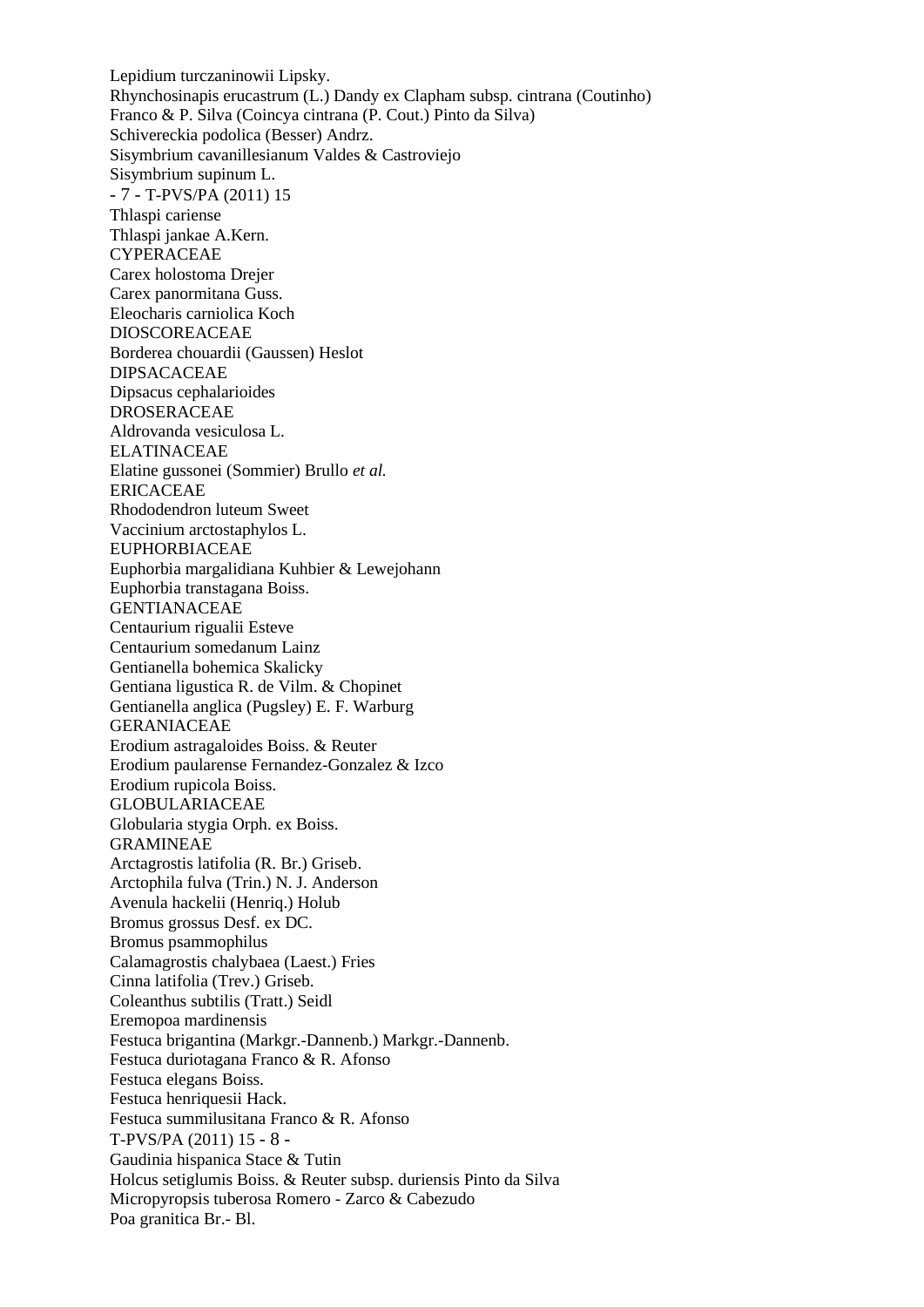Lepidium turczaninowii Lipsky.
Rhynchosinapis erucastrum (L.) Dandy ex Clapham subsp. cintrana (Coutinho) Franco & P. Silva (Coincya cintrana (P. Cout.) Pinto da Silva)
Schivereckia podolica (Besser) Andrz.
Sisymbrium cavanillesianum Valdes & Castroviejo
Sisymbrium supinum L.

Thlaspi cariense
Thlaspi jankae A.Kern.

CYPERACEAE
Carex holostoma Drejer
Carex panormitana Guss.
Eleocharis carniolica Koch

DIOSCOREACEAE
Borderea chouardii (Gaussen) Heslot

DIPSACACEAE
Dipsacus cephalarioides

DROSERACEAE
Aldrovanda vesiculosa L.

ELATINACEAE
Elatine gussonei (Sommier) Brullo *et al.*

ERICACEAE
Rhododendron luteum Sweet
Vaccinium arctostaphylos L.

EUPHORBIACEAE
Euphorbia margalidiana Kuhbier & Lewejohann
Euphorbia transtagana Boiss.

GENTIANACEAE
Centaurium rigualii Esteve
Centaurium somedanum Lainz
Gentianella bohemica Skalicky
Gentiana ligustica R. de Vilm. & Chopinet
Gentianella anglica (Pugsley) E. F. Warburg

GERANIACEAE
Erodium astragaloides Boiss. & Reuter
Erodium paularense Fernandez-Gonzalez & Izco
Erodium rupicola Boiss.

GLOBULARIACEAE
Globularia stygia Orph. ex Boiss.

GRAMINEAE
Arctagrostis latifolia (R. Br.) Griseb.
Arctophila fulva (Trin.) N. J. Anderson
Avenula hackelii (Henriq.) Holub
Bromus grossus Desf. ex DC.
Bromus psammophilus
Calamagrostis chalybaea (Laest.) Fries
Cinna latifolia (Trev.) Griseb.
Coleanthus subtilis (Tratt.) Seidl
Eremopoa mardinensis
Festuca brigantina (Markgr.-Dannenb.) Markgr.-Dannenb.
Festuca duriotagana Franco & R. Afonso
Festuca elegans Boiss.
Festuca henriquesii Hack.
Festuca summilusitana Franco & R. Afonso

Gaudinia hispanica Stace & Tutin
Holcus setiglumis Boiss. & Reuter subsp. duriensis Pinto da Silva
Micropyropsis tuberosa Romero - Zarco & Cabezudo
Poa granitica Br.- Bl.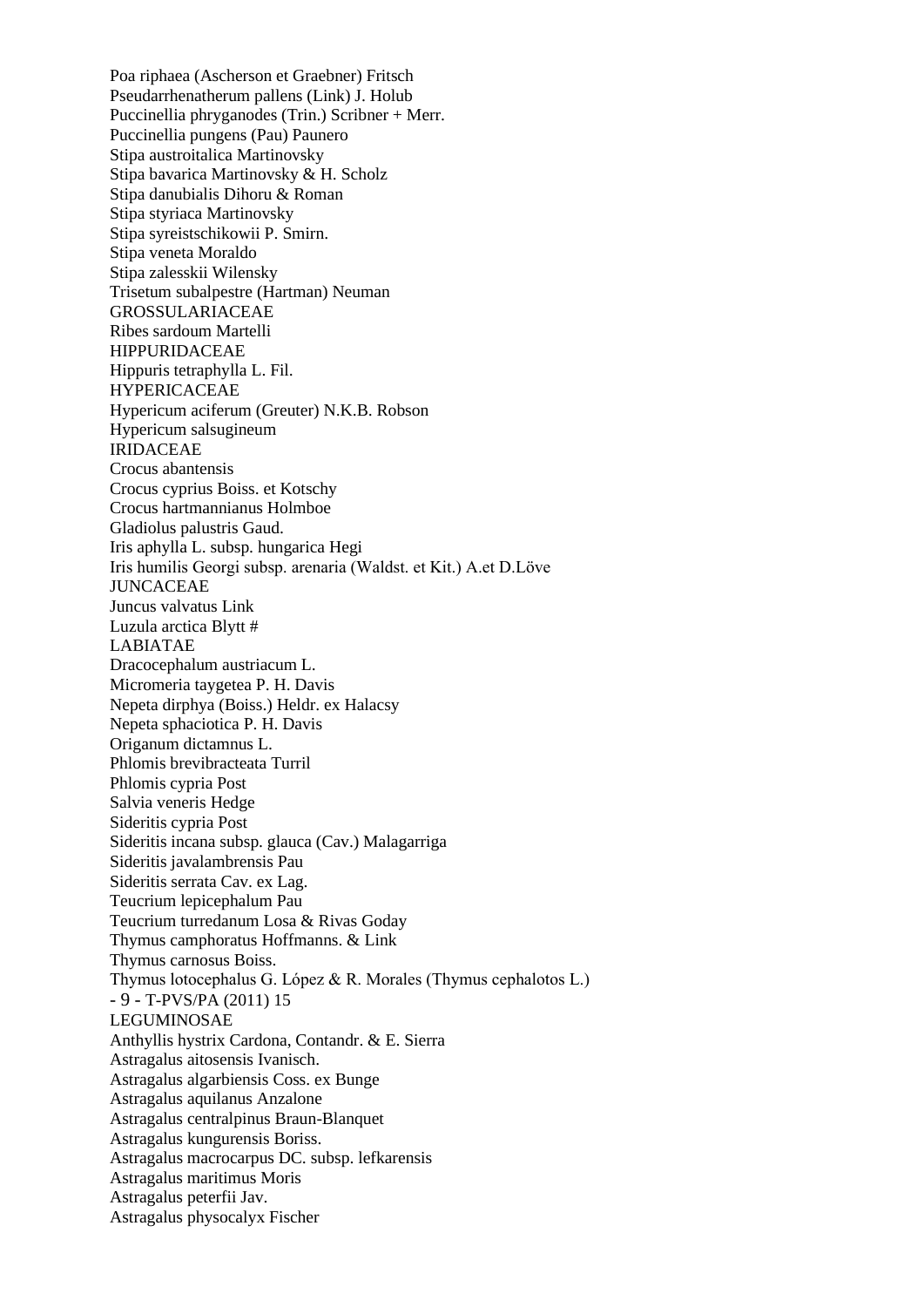Poa riphaea (Ascherson et Graebner) Fritsch
Pseudarrhenatherum pallens (Link) J. Holub
Puccinellia phryganodes (Trin.) Scribner + Merr.
Puccinellia pungens (Pau) Paunero
Stipa austroitalica Martinovsky
Stipa bavarica Martinovsky & H. Scholz
Stipa danubialis Dihoru & Roman
Stipa styriaca Martinovsky
Stipa syreistschikowii P. Smirn.
Stipa veneta Moraldo
Stipa zalesskii Wilensky
Trisetum subalpestre (Hartman) Neuman
GROSSULARIACEAE
Ribes sardoum Martelli
HIPPURIDACEAE
Hippuris tetraphylla L. Fil.
HYPERICACEAE
Hypericum aciferum (Greuter) N.K.B. Robson
Hypericum salsugineum
IRIDACEAE
Crocus abantensis
Crocus cyprius Boiss. et Kotschy
Crocus hartmannianus Holmboe
Gladiolus palustris Gaud.
Iris aphylla L. subsp. hungarica Hegi
Iris humilis Georgi subsp. arenaria (Waldst. et Kit.) A.et D.Löve
JUNCACEAE
Juncus valvatus Link
Luzula arctica Blytt #
LABIATAE
Dracocephalum austriacum L.
Micromeria taygetea P. H. Davis
Nepeta dirphya (Boiss.) Heldr. ex Halacsy
Nepeta sphaciotica P. H. Davis
Origanum dictamnus L.
Phlomis brevibracteata Turril
Phlomis cypria Post
Salvia veneris Hedge
Sideritis cypria Post
Sideritis incana subsp. glauca (Cav.) Malagarriga
Sideritis javalambrensis Pau
Sideritis serrata Cav. ex Lag.
Teucrium lepicephalum Pau
Teucrium turredanum Losa & Rivas Goday
Thymus camphoratus Hoffmanns. & Link
Thymus carnosus Boiss.
Thymus lotocephalus G. López & R. Morales (Thymus cephalotos L.)
LEGUMINOSAE
Anthyllis hystrix Cardona, Contandr. & E. Sierra
Astragalus aitosensis Ivanisch.
Astragalus algarbiensis Coss. ex Bunge
Astragalus aquilanus Anzalone
Astragalus centralpinus Braun-Blanquet
Astragalus kungurensis Boriss.
Astragalus macrocarpus DC. subsp. lefkarensis
Astragalus maritimus Moris
Astragalus peterfii Jav.
Astragalus physocalyx Fischer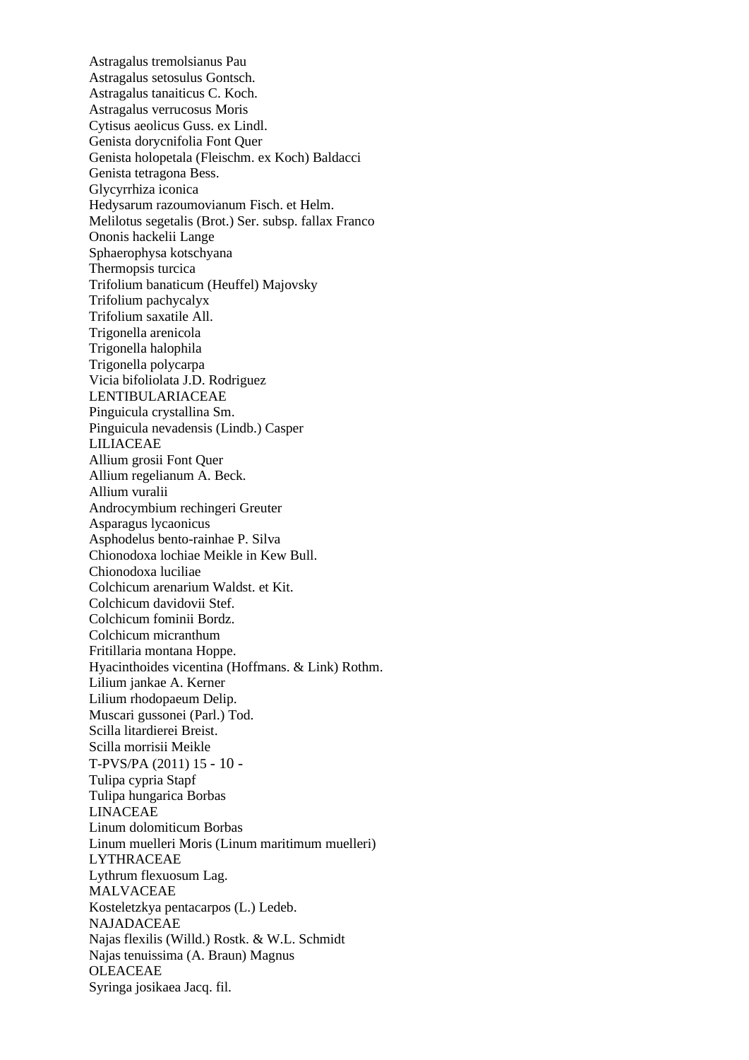Astragalus tremolsianus Pau
Astragalus setosulus Gontsch.
Astragalus tanaiticus C. Koch.
Astragalus verrucosus Moris
Cytisus aeolicus Guss. ex Lindl.
Genista dorycnifolia Font Quer
Genista holopetala (Fleischm. ex Koch) Baldacci
Genista tetragona Bess.
Glycyrrhiza iconica
Hedysarum razoumovianum Fisch. et Helm.
Melilotus segetalis (Brot.) Ser. subsp. fallax Franco
Ononis hackelii Lange
Sphaerophysa kotschyana
Thermopsis turcica
Trifolium banaticum (Heuffel) Majovsky
Trifolium pachycalyx
Trifolium saxatile All.
Trigonella arenicola
Trigonella halophila
Trigonella polycarpa
Vicia bifoliolata J.D. Rodriguez
LENTIBULARIACEAE
Pinguicula crystallina Sm.
Pinguicula nevadensis (Lindb.) Casper
LILIACEAE
Allium grosii Font Quer
Allium regelianum A. Beck.
Allium vuralii
Androcymbium rechingeri Greuter
Asparagus lycaonicus
Asphodelus bento-rainhae P. Silva
Chionodoxa lochiae Meikle in Kew Bull.
Chionodoxa luciliae
Colchicum arenarium Waldst. et Kit.
Colchicum davidovii Stef.
Colchicum fominii Bordz.
Colchicum micranthum
Fritillaria montana Hoppe.
Hyacinthoides vicentina (Hoffmans. & Link) Rothm.
Lilium jankae A. Kerner
Lilium rhodopaeum Delip.
Muscari gussonei (Parl.) Tod.
Scilla litardierei Breist.
Scilla morrisii Meikle
Tulipa cypria Stapf
Tulipa hungarica Borbas
LINACEAE
Linum dolomiticum Borbas
Linum muelleri Moris (Linum maritimum muelleri)
LYTHRACEAE
Lythrum flexuosum Lag.
MALVACEAE
Kosteletzkya pentacarpos (L.) Ledeb.
NAJADACEAE
Najas flexilis (Willd.) Rostk. & W.L. Schmidt
Najas tenuissima (A. Braun) Magnus
OLEACEAE
Syringa josikaea Jacq. fil.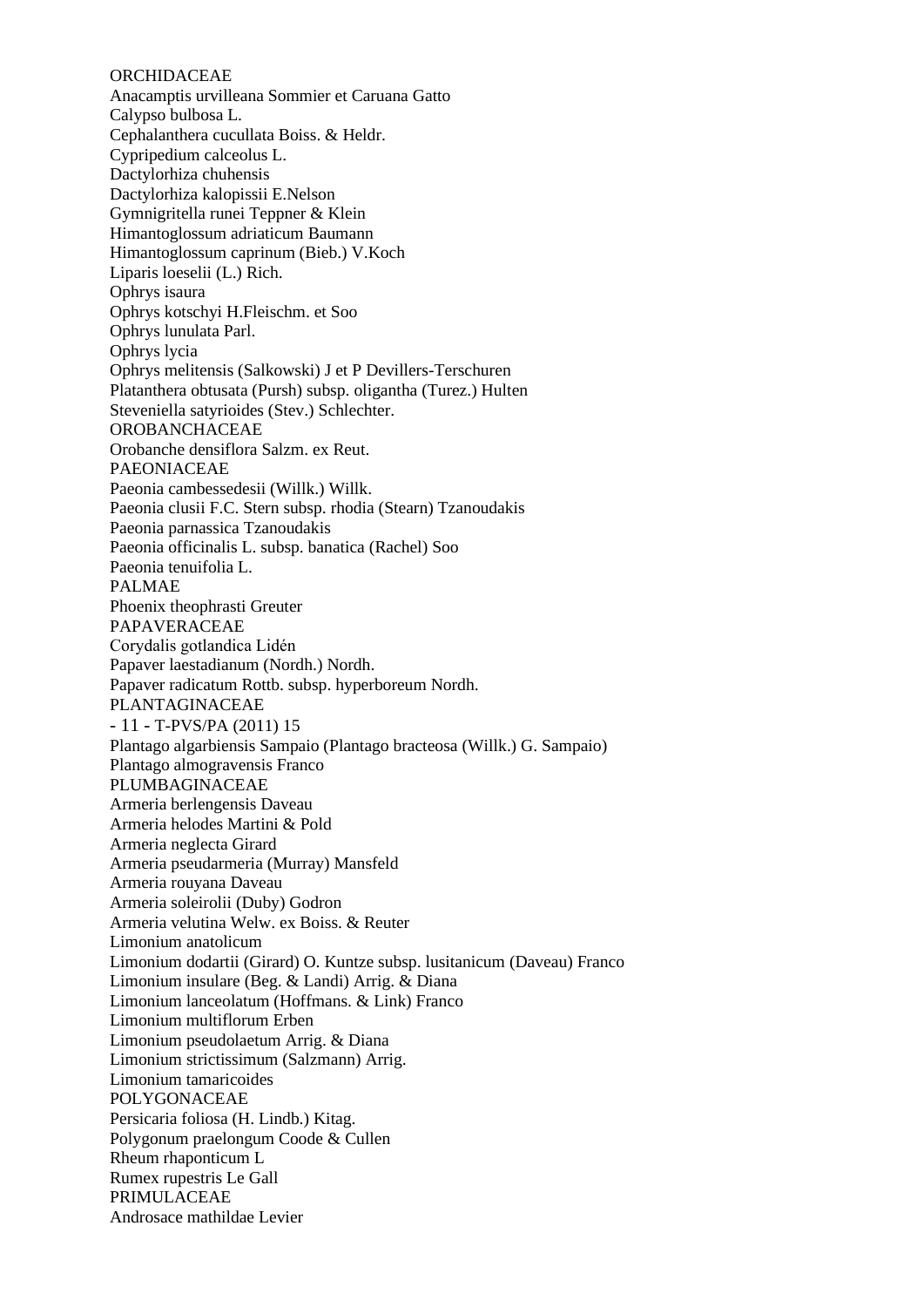ORCHIDACEAE
Anacamptis urvilleana Sommier et Caruana Gatto
Calypso bulbosa L.
Cephalanthera cucullata Boiss. & Heldr.
Cypripedium calceolus L.
Dactylorhiza chuhensis
Dactylorhiza kalopissii E.Nelson
Gymnigritella runei Teppner & Klein
Himantoglossum adriaticum Baumann
Himantoglossum caprinum (Bieb.) V.Koch
Liparis loeselii (L.) Rich.
Ophrys isaura
Ophrys kotschyi H.Fleischm. et Soo
Ophrys lunulata Parl.
Ophrys lycia
Ophrys melitensis (Salkowski) J et P Devillers-Terschuren
Platanthera obtusata (Pursh) subsp. oligantha (Turez.) Hulten
Steveniella satyrioides (Stev.) Schlechter.
OROBANCHACEAE
Orobanche densiflora Salzm. ex Reut.
PAEONIACEAE
Paeonia cambessedesii (Willk.) Willk.
Paeonia clusii F.C. Stern subsp. rhodia (Stearn) Tzanoudakis
Paeonia parnassica Tzanoudakis
Paeonia officinalis L. subsp. banatica (Rachel) Soo
Paeonia tenuifolia L.
PALMAE
Phoenix theophrasti Greuter
PAPAVERACEAE
Corydalis gotlandica Lidén
Papaver laestadianum (Nordh.) Nordh.
Papaver radicatum Rottb. subsp. hyperboreum Nordh.
PLANTAGINACEAE
Plantago algarbiensis Sampaio (Plantago bracteosa (Willk.) G. Sampaio)
Plantago almogravensis Franco
PLUMBAGINACEAE
Armeria berlengensis Daveau
Armeria helodes Martini & Pold
Armeria neglecta Girard
Armeria pseudarmeria (Murray) Mansfeld
Armeria rouyana Daveau
Armeria soleirolii (Duby) Godron
Armeria velutina Welw. ex Boiss. & Reuter
Limonium anatolicum
Limonium dodartii (Girard) O. Kuntze subsp. lusitanicum (Daveau) Franco
Limonium insulare (Beg. & Landi) Arrig. & Diana
Limonium lanceolatum (Hoffmans. & Link) Franco
Limonium multiflorum Erben
Limonium pseudolaetum Arrig. & Diana
Limonium strictissimum (Salzmann) Arrig.
Limonium tamaricoides
POLYGONACEAE
Persicaria foliosa (H. Lindb.) Kitag.
Polygonum praelongum Coode & Cullen
Rheum rhaponticum L
Rumex rupestris Le Gall
PRIMULACEAE
Androsace mathildae Levier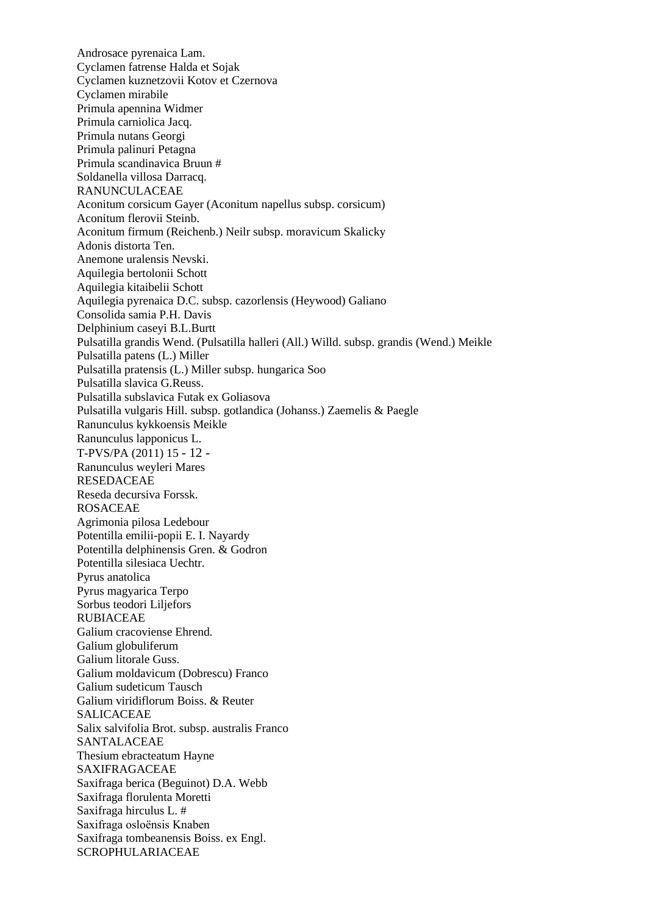Androsace pyrenaica Lam.
Cyclamen fatrense Halda et Sojak
Cyclamen kuznetzovii Kotov et Czernova
Cyclamen mirabile
Primula apennina Widmer
Primula carniolica Jacq.
Primula nutans Georgi
Primula palinuri Petagna
Primula scandinavica Bruun #
Soldanella villosa Darracq.
RANUNCULACEAE
Aconitum corsicum Gayer (Aconitum napellus subsp. corsicum)
Aconitum flerovii Steinb.
Aconitum firmum (Reichenb.) Neilr subsp. moravicum Skalicky
Adonis distorta Ten.
Anemone uralensis Nevski.
Aquilegia bertolonii Schott
Aquilegia kitaibelii Schott
Aquilegia pyrenaica D.C. subsp. cazorlensis (Heywood) Galiano
Consolida samia P.H. Davis
Delphinium caseyi B.L.Burtt
Pulsatilla grandis Wend. (Pulsatilla halleri (All.) Willd. subsp. grandis (Wend.) Meikle
Pulsatilla patens (L.) Miller
Pulsatilla pratensis (L.) Miller subsp. hungarica Soo
Pulsatilla slavica G.Reuss.
Pulsatilla subslavica Futak ex Goliasova
Pulsatilla vulgaris Hill. subsp. gotlandica (Johanss.) Zaemelis & Paegle
Ranunculus kykkoensis Meikle
Ranunculus lapponicus L.
Ranunculus weyleri Mares
RESEDACEAE
Reseda decursiva Forssk.
ROSACEAE
Agrimonia pilosa Ledebour
Potentilla emilii-popii E. I. Nayardy
Potentilla delphinensis Gren. & Godron
Potentilla silesiaca Uechtr.
Pyrus anatolica
Pyrus magyarica Terpo
Sorbus teodori Liljefors
RUBIACEAE
Galium cracoviense Ehrend.
Galium globuliferum
Galium litorale Guss.
Galium moldavicum (Dobrescu) Franco
Galium sudeticum Tausch
Galium viridiflorum Boiss. & Reuter
SALICACEAE
Salix salvifolia Brot. subsp. australis Franco
SANTALACEAE
Thesium ebracteatum Hayne
SAXIFRAGACEAE
Saxifraga berica (Beguinot) D.A. Webb
Saxifraga florulenta Moretti
Saxifraga hirculus L. #
Saxifraga osloënsis Knaben
Saxifraga tombeanensis Boiss. ex Engl.
SCROPHULARIACEAE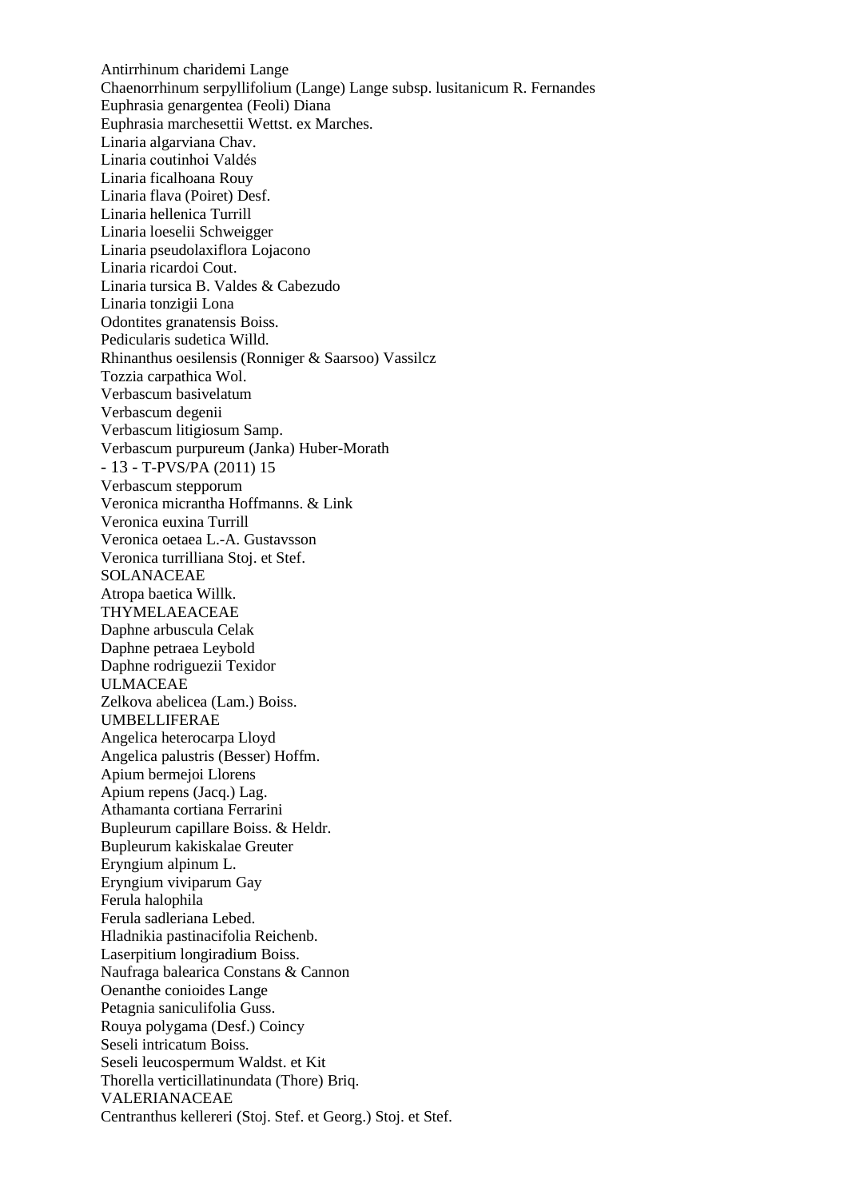Antirrhinum charidemi Lange
Chaenorrhinum serpyllifolium (Lange) Lange subsp. lusitanicum R. Fernandes
Euphrasia genargentea (Feoli) Diana
Euphrasia marchesettii Wettst. ex Marches.
Linaria algarviana Chav.
Linaria coutinhoi Valdés
Linaria ficalhoana Rouy
Linaria flava (Poiret) Desf.
Linaria hellenica Turrill
Linaria loeselii Schweigger
Linaria pseudolaxiflora Lojacono
Linaria ricardoi Cout.
Linaria tursica B. Valdes & Cabezudo
Linaria tonzigii Lona
Odontites granatensis Boiss.
Pedicularis sudetica Willd.
Rhinanthus oesilensis (Ronniger & Saarsoo) Vassilcz
Tozzia carpathica Wol.
Verbascum basivelatum
Verbascum degenii
Verbascum litigiosum Samp.
Verbascum purpureum (Janka) Huber-Morath
Verbascum stepporum
Veronica micrantha Hoffmanns. & Link
Veronica euxina Turrill
Veronica oetaea L.-A. Gustavsson
Veronica turrilliana Stoj. et Stef.
SOLANACEAE
Atropa baetica Willk.
THYMELAEACEAE
Daphne arbuscula Celak
Daphne petraea Leybold
Daphne rodriguezii Texidor
ULMACEAE
Zelkova abelicea (Lam.) Boiss.
UMBELLIFERAE
Angelica heterocarpa Lloyd
Angelica palustris (Besser) Hoffm.
Apium bermejoi Llorens
Apium repens (Jacq.) Lag.
Athamanta cortiana Ferrarini
Bupleurum capillare Boiss. & Heldr.
Bupleurum kakiskalae Greuter
Eryngium alpinum L.
Eryngium viviparum Gay
Ferula halophila
Ferula sadleriana Lebed.
Hladnikia pastinacifolia Reichenb.
Laserpitium longiradium Boiss.
Naufraga balearica Constans & Cannon
Oenanthe conioides Lange
Petagnia saniculifolia Guss.
Rouya polygama (Desf.) Coincy
Seseli intricatum Boiss.
Seseli leucospermum Waldst. et Kit
Thorella verticillatinundata (Thore) Briq.
VALERIANACEAE
Centranthus kellereri (Stoj. Stef. et Georg.) Stoj. et Stef.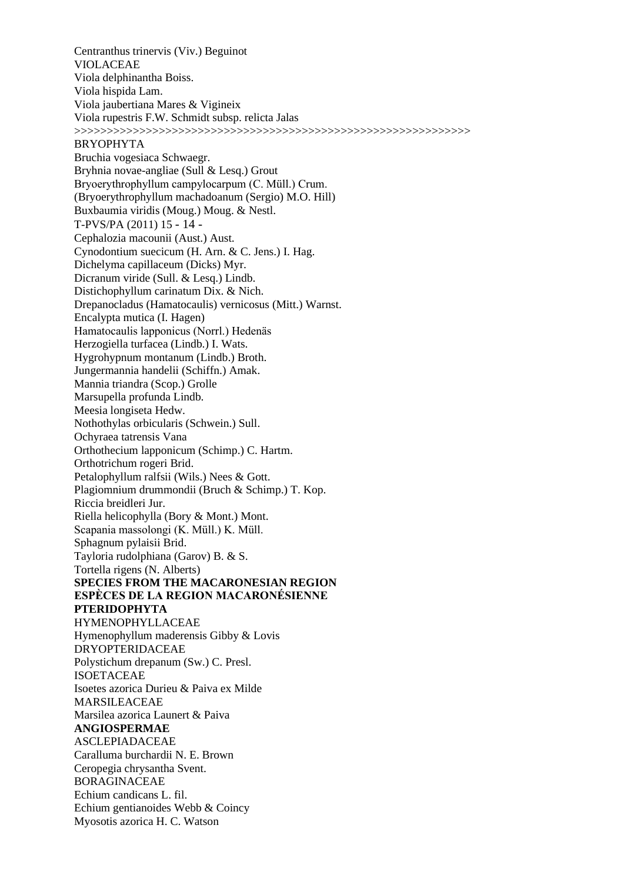Centranthus trinervis (Viv.) Beguinot

VIOLACEAE

Viola delphinantha Boiss.

Viola hispida Lam.

Viola jaubertiana Mares & Vigineix

Viola rupestris F.W. Schmidt subsp. relicta Jalas

>>>>>>>>>>>>>>>>>>>>>>>>>>>>>>>>>>>>>>>>>>>>>>>>>>>>>>>>>>>>>>>>>>

BRYOPHYTA

Bruchia vogesiaca Schwaegr.

Bryhnia novae-angliae (Sull & Lesq.) Grout

Bryoerythrophyllum campylocarpum (C. Müll.) Crum.

(Bryoerythrophyllum machadoanum (Sergio) M.O. Hill)

Buxbaumia viridis (Moug.) Moug. & Nestl.

Cephalozia macounii (Aust.) Aust.

Cynodontium suecicum (H. Arn. & C. Jens.) I. Hag.

Dichelyma capillaceum (Dicks) Myr.

Dicranum viride (Sull. & Lesq.) Lindb.

Distichophyllum carinatum Dix. & Nich.

Drepanocladus (Hamatocaulis) vernicosus (Mitt.) Warnst.

Encalypta mutica (I. Hagen)

Hamatocaulis lapponicus (Norrl.) Hedenäs

Herzogiella turfacea (Lindb.) I. Wats.

Hygrohypnum montanum (Lindb.) Broth.

Jungermannia handelii (Schiffn.) Amak.

Mannia triandra (Scop.) Grolle

Marsupella profunda Lindb.

Meesia longiseta Hedw.

Nothothylas orbicularis (Schwein.) Sull.

Ochyraea tatrensis Vana

Orthothecium lapponicum (Schimp.) C. Hartm.

Orthotrichum rogeri Brid.

Petalophyllum ralfsii (Wils.) Nees & Gott.

Plagiomnium drummondii (Bruch & Schimp.) T. Kop.

Riccia breidleri Jur.

Riella helicophylla (Bory & Mont.) Mont.

Scapania massolongi (K. Müll.) K. Müll.

Sphagnum pylaisii Brid.

Tayloria rudolphiana (Garov) B. & S.

Tortella rigens (N. Alberts)

**SPECIES FROM THE MACARONESIAN REGION**

**ESPÈCES DE LA REGION MACARONÉSIENNE**

**PTERIDOPHYTA**

HYMENOPHYLLACEAE

Hymenophyllum maderensis Gibby & Lovis

DRYOPTERIDACEAE

Polystichum drepanum (Sw.) C. Presl.

ISOETACEAE

Isoetes azorica Durieu & Paiva ex Milde

MARSILEACEAE

Marsilea azorica Launert & Paiva

**ANGIOSPERMAE**

ASCLEPIADACEAE

Caralluma burchardii N. E. Brown

Ceropegia chrysantha Svent.

BORAGINACEAE

Echium candicans L. fil.

Echium gentianoides Webb & Coincy

Myosotis azorica H. C. Watson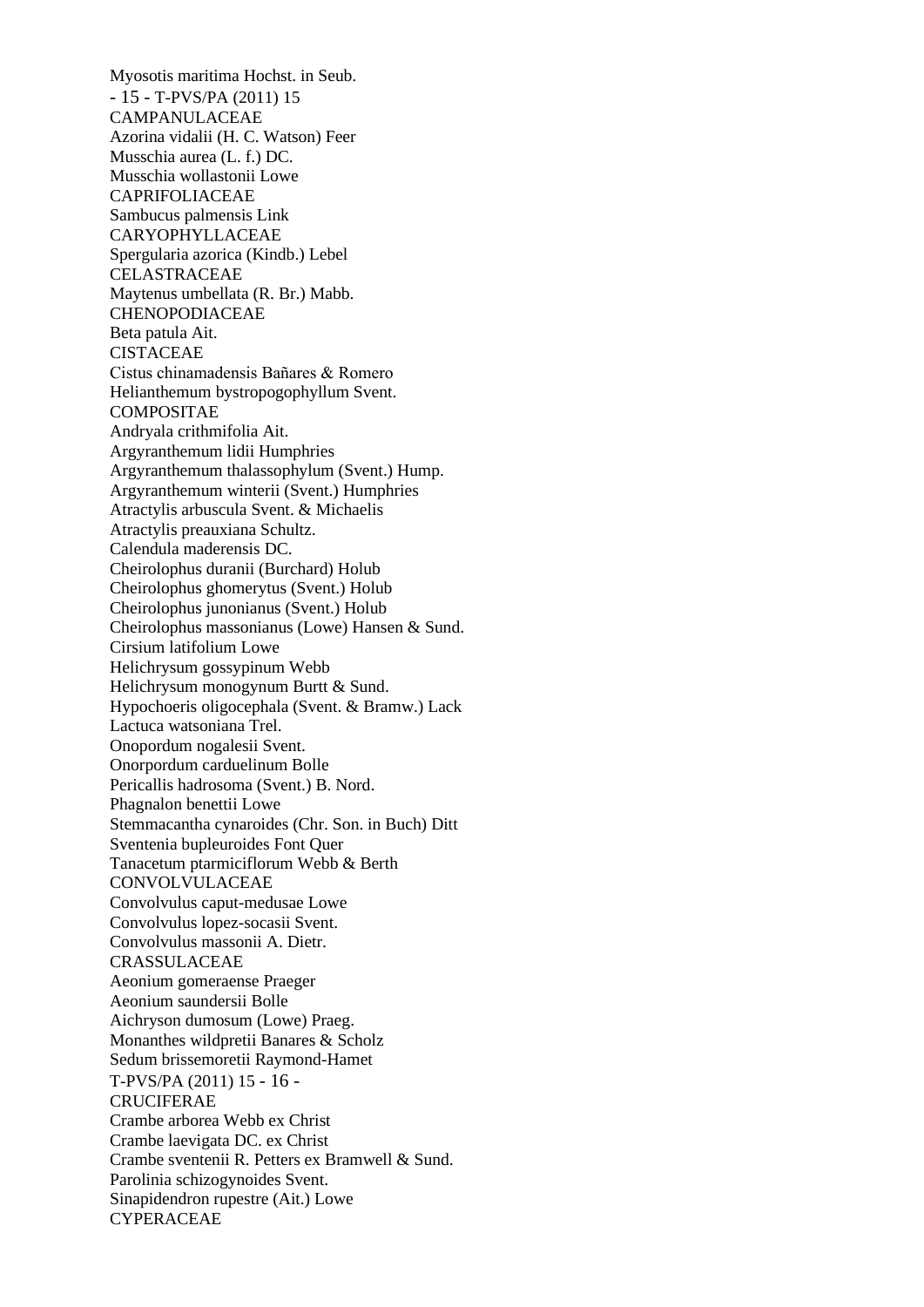Myosotis maritima Hochst. in Seub.

CAMPANULACEAE

Azorina vidalii (H. C. Watson) Feer

Musschia aurea (L. f.) DC.

Musschia wollastonii Lowe

CAPRIFOLIACEAE

Sambucus palmensis Link

CARYOPHYLLACEAE

Spergularia azorica (Kindb.) Lebel

CELASTRACEAE

Maytenus umbellata (R. Br.) Mabb.

CHENOPODIACEAE

Beta patula Ait.

CISTACEAE

Cistus chinamadensis Bañares & Romero

Helianthemum bystropogophyllum Svent.

COMPOSITAE

Andryala crithmifolia Ait.

Argyranthemum lidii Humphries

Argyranthemum thalassophylum (Svent.) Hump.

Argyranthemum winterii (Svent.) Humphries

Atractylis arbuscula Svent. & Michaelis

Atractylis preauxiana Schultz.

Calendula maderensis DC.

Cheirolophus duranii (Burchard) Holub

Cheirolophus ghomerytus (Svent.) Holub

Cheirolophus junonianus (Svent.) Holub

Cheirolophus massonianus (Lowe) Hansen & Sund.

Cirsium latifolium Lowe

Helichrysum gossypinum Webb

Helichrysum monogynum Burtt & Sund.

Hypochoeris oligocephala (Svent. & Bramw.) Lack

Lactuca watsoniana Trel.

Onopordum nogalesii Svent.

Onorpordum carduelinum Bolle

Pericallis hadrosoma (Svent.) B. Nord.

Phagnalon benettii Lowe

Stemmacantha cynaroides (Chr. Son. in Buch) Ditt

Sventenia bupleuroides Font Quer

Tanacetum ptarmiciflorum Webb & Berth

CONVOLVULACEAE

Convolvulus caput-medusae Lowe

Convolvulus lopez-socasii Svent.

Convolvulus massonii A. Dietr.

CRASSULACEAE

Aeonium gomeraense Praeger

Aeonium saundersii Bolle

Aichryson dumosum (Lowe) Praeg.

Monanthes wildpretii Banares & Scholz

Sedum brissemoretii Raymond-Hamet

CRUCIFERAE

Crambe arborea Webb ex Christ

Crambe laevigata DC. ex Christ

Crambe sventenii R. Petters ex Bramwell & Sund.

Parolinia schizogynoides Svent.

Sinapidendron rupestre (Ait.) Lowe

CYPERACEAE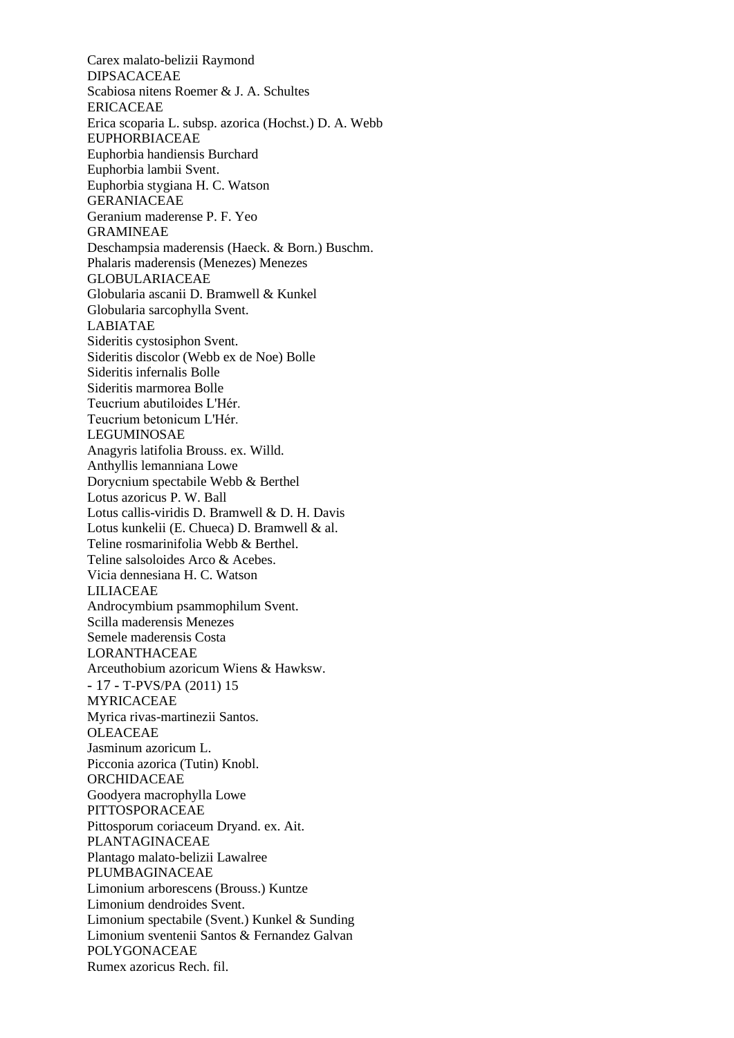Carex malato-belizii Raymond
DIPSACACEAE
Scabiosa nitens Roemer & J. A. Schultes
ERICACEAE
Erica scoparia L. subsp. azorica (Hochst.) D. A. Webb
EUPHORBIACEAE
Euphorbia handiensis Burchard
Euphorbia lambii Svent.
Euphorbia stygiana H. C. Watson
GERANIACEAE
Geranium maderense P. F. Yeo
GRAMINEAE
Deschampsia maderensis (Haeck. & Born.) Buschm.
Phalaris maderensis (Menezes) Menezes
GLOBULARIACEAE
Globularia ascanii D. Bramwell & Kunkel
Globularia sarcophylla Svent.
LABIATAE
Sideritis cystosiphon Svent.
Sideritis discolor (Webb ex de Noe) Bolle
Sideritis infernalis Bolle
Sideritis marmorea Bolle
Teucrium abutiloides L'Hér.
Teucrium betonicum L'Hér.
LEGUMINOSAE
Anagyris latifolia Brouss. ex. Willd.
Anthyllis lemanniana Lowe
Dorycnium spectabile Webb & Berthel
Lotus azoricus P. W. Ball
Lotus callis-viridis D. Bramwell & D. H. Davis
Lotus kunkelii (E. Chueca) D. Bramwell & al.
Teline rosmarinifolia Webb & Berthel.
Teline salsoloides Arco & Acebes.
Vicia dennesiana H. C. Watson
LILIACEAE
Androcymbium psammophilum Svent.
Scilla maderensis Menezes
Semele maderensis Costa
LORANTHACEAE
Arceuthobium azoricum Wiens & Hawksw.
MYRICACEAE
Myrica rivas-martinezii Santos.
OLEACEAE
Jasminum azoricum L.
Picconia azorica (Tutin) Knobl.
ORCHIDACEAE
Goodyera macrophylla Lowe
PITTOSPORACEAE
Pittosporum coriaceum Dryand. ex. Ait.
PLANTAGINACEAE
Plantago malato-belizii Lawalree
PLUMBAGINACEAE
Limonium arborescens (Brouss.) Kuntze
Limonium dendroides Svent.
Limonium spectabile (Svent.) Kunkel & Sunding
Limonium sventenii Santos & Fernandez Galvan
POLYGONACEAE
Rumex azoricus Rech. fil.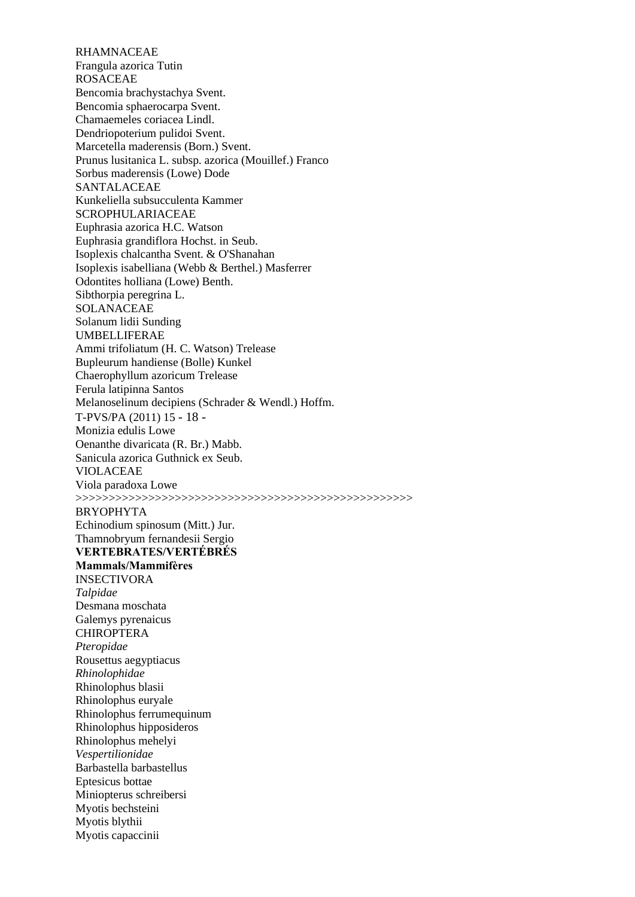RHAMNACEAE
Frangula azorica Tutin
ROSACEAE
Bencomia brachystachya Svent.
Bencomia sphaerocarpa Svent.
Chamaemeles coriacea Lindl.
Dendriopoterium pulidoi Svent.
Marcetella maderensis (Born.) Svent.
Prunus lusitanica L. subsp. azorica (Mouillef.) Franco
Sorbus maderensis (Lowe) Dode
SANTALACEAE
Kunkeliella subsucculenta Kammer
SCROPHULARIACEAE
Euphrasia azorica H.C. Watson
Euphrasia grandiflora Hochst. in Seub.
Isoplexis chalcantha Svent. & O'Shanahan
Isoplexis isabelliana (Webb & Berthel.) Masferrer
Odontites holliana (Lowe) Benth.
Sibthorpia peregrina L.
SOLANACEAE
Solanum lidii Sunding
UMBELLIFERAE
Ammi trifoliatum (H. C. Watson) Trelease
Bupleurum handiense (Bolle) Kunkel
Chaerophyllum azoricum Trelease
Ferula latipinna Santos
Melanoselinum decipiens (Schrader & Wendl.) Hoffm.
Monizia edulis Lowe
Oenanthe divaricata (R. Br.) Mabb.
Sanicula azorica Guthnick ex Seub.
VIOLACEAE
Viola paradoxa Lowe
>>>>>>>>>>>>>>>>>>>>>>>>>>>>>>>>>>>>>>>>>>>>>>>>>>>>
BRYOPHYTA
Echinodium spinosum (Mitt.) Jur.
Thamnobryum fernandesii Sergio

**VERTEBRATES/VERTÉBRÉS**

**Mammals/Mammifères**

INSECTIVORA
*Talpidae*
Desmana moschata
Galemys pyrenaicus
CHIROPTERA
*Pteropidae*
Rousettus aegyptiacus
*Rhinolophidae*
Rhinolophus blasii
Rhinolophus euryale
Rhinolophus ferrumequinum
Rhinolophus hipposideros
Rhinolophus mehelyi
*Vespertilionidae*
Barbastella barbastellus
Eptesicus bottae
Miniopterus schreibersi
Myotis bechsteini
Myotis blythii
Myotis capaccinii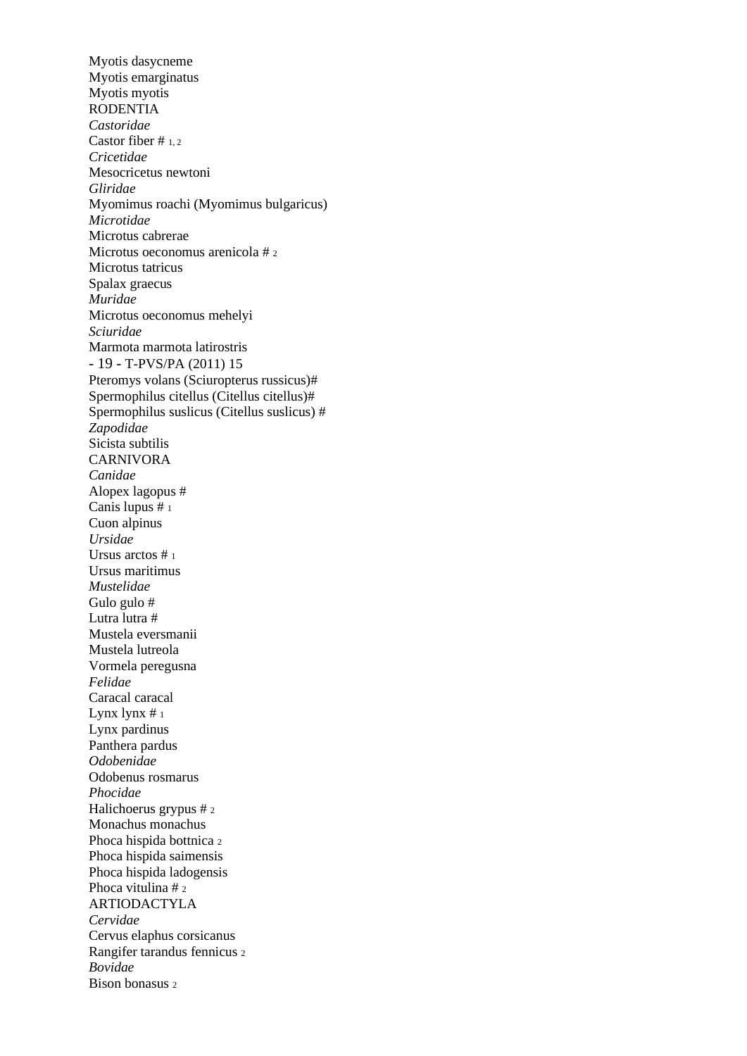Myotis dasycneme
Myotis emarginatus
Myotis myotis
RODENTIA
*Castoridae*
Castor fiber # [1, 2]
*Cricetidae*
Mesocricetus newtoni
*Gliridae*
Myomimus roachi (Myomimus bulgaricus)
*Microtidae*
Microtus cabrerae
Microtus oeconomus arenicola # [2]
Microtus tatricus
Spalax graecus
*Muridae*
Microtus oeconomus mehelyi
*Sciuridae*
Marmota marmota latirostris
Pteromys volans (Sciuropterus russicus)#
Spermophilus citellus (Citellus citellus)#
Spermophilus suslicus (Citellus suslicus) #
*Zapodidae*
Sicista subtilis
CARNIVORA
*Canidae*
Alopex lagopus #
Canis lupus # [1]
Cuon alpinus
*Ursidae*
Ursus arctos # [1]
Ursus maritimus
*Mustelidae*
Gulo gulo #
Lutra lutra #
Mustela eversmanii
Mustela lutreola
Vormela peregusna
*Felidae*
Caracal caracal
Lynx lynx # [1]
Lynx pardinus
Panthera pardus
*Odobenidae*
Odobenus rosmarus
*Phocidae*
Halichoerus grypus # [2]
Monachus monachus
Phoca hispida bottnica [2]
Phoca hispida saimensis
Phoca hispida ladogensis
Phoca vitulina # [2]
ARTIODACTYLA
*Cervidae*
Cervus elaphus corsicanus
Rangifer tarandus fennicus [2]
*Bovidae*
Bison bonasus [2]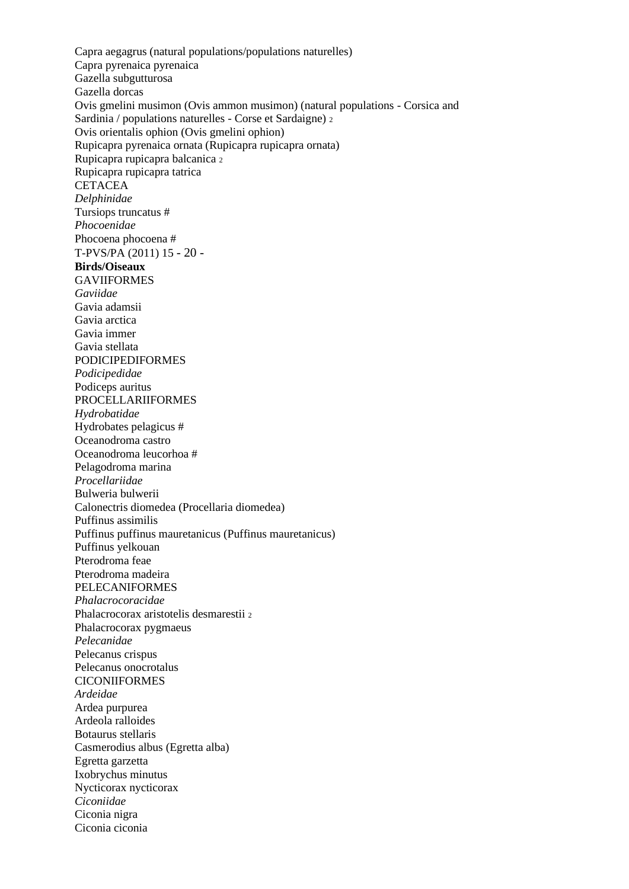Capra aegagrus (natural populations/populations naturelles)
Capra pyrenaica pyrenaica
Gazella subgutturosa
Gazella dorcas
Ovis gmelini musimon (Ovis ammon musimon) (natural populations - Corsica and Sardinia / populations naturelles - Corse et Sardaigne) [2]
Ovis orientalis ophion (Ovis gmelini ophion)
Rupicapra pyrenaica ornata (Rupicapra rupicapra ornata)
Rupicapra rupicapra balcanica [2]
Rupicapra rupicapra tatrica
CETACEA
*Delphinidae*
Tursiops truncatus #
*Phocoenidae*
Phocoena phocoena #

**Birds/Oiseaux**
GAVIIFORMES
*Gaviidae*
Gavia adamsii
Gavia arctica
Gavia immer
Gavia stellata
PODICIPEDIFORMES
*Podicipedidae*
Podiceps auritus
PROCELLARIIFORMES
*Hydrobatidae*
Hydrobates pelagicus #
Oceanodroma castro
Oceanodroma leucorhoa #
Pelagodroma marina
*Procellariidae*
Bulweria bulwerii
Calonectris diomedea (Procellaria diomedea)
Puffinus assimilis
Puffinus puffinus mauretanicus (Puffinus mauretanicus)
Puffinus yelkouan
Pterodroma feae
Pterodroma madeira
PELECANIFORMES
*Phalacrocoracidae*
Phalacrocorax aristotelis desmarestii [2]
Phalacrocorax pygmaeus
*Pelecanidae*
Pelecanus crispus
Pelecanus onocrotalus
CICONIIFORMES
*Ardeidae*
Ardea purpurea
Ardeola ralloides
Botaurus stellaris
Casmerodius albus (Egretta alba)
Egretta garzetta
Ixobrychus minutus
Nycticorax nycticorax
*Ciconiidae*
Ciconia nigra
Ciconia ciconia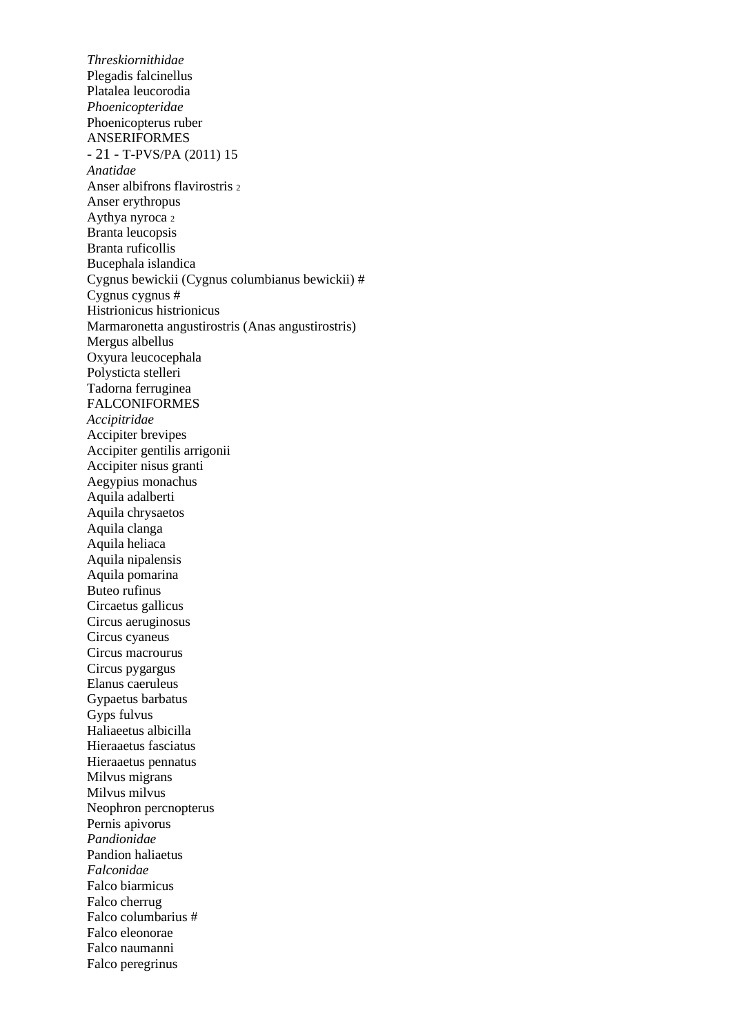*Threskiornithidae*
Plegadis falcinellus
Platalea leucorodia
*Phoenicopteridae*
Phoenicopterus ruber
ANSERIFORMES
*Anatidae*
Anser albifrons flavirostris [2]
Anser erythropus
Aythya nyroca [2]
Branta leucopsis
Branta ruficollis
Bucephala islandica
Cygnus bewickii (Cygnus columbianus bewickii) #
Cygnus cygnus #
Histrionicus histrionicus
Marmaronetta angustirostris (Anas angustirostris)
Mergus albellus
Oxyura leucocephala
Polysticta stelleri
Tadorna ferruginea
FALCONIFORMES
*Accipitridae*
Accipiter brevipes
Accipiter gentilis arrigonii
Accipiter nisus granti
Aegypius monachus
Aquila adalberti
Aquila chrysaetos
Aquila clanga
Aquila heliaca
Aquila nipalensis
Aquila pomarina
Buteo rufinus
Circaetus gallicus
Circus aeruginosus
Circus cyaneus
Circus macrourus
Circus pygargus
Elanus caeruleus
Gypaetus barbatus
Gyps fulvus
Haliaeetus albicilla
Hieraaetus fasciatus
Hieraaetus pennatus
Milvus migrans
Milvus milvus
Neophron percnopterus
Pernis apivorus
*Pandionidae*
Pandion haliaetus
*Falconidae*
Falco biarmicus
Falco cherrug
Falco columbarius #
Falco eleonorae
Falco naumanni
Falco peregrinus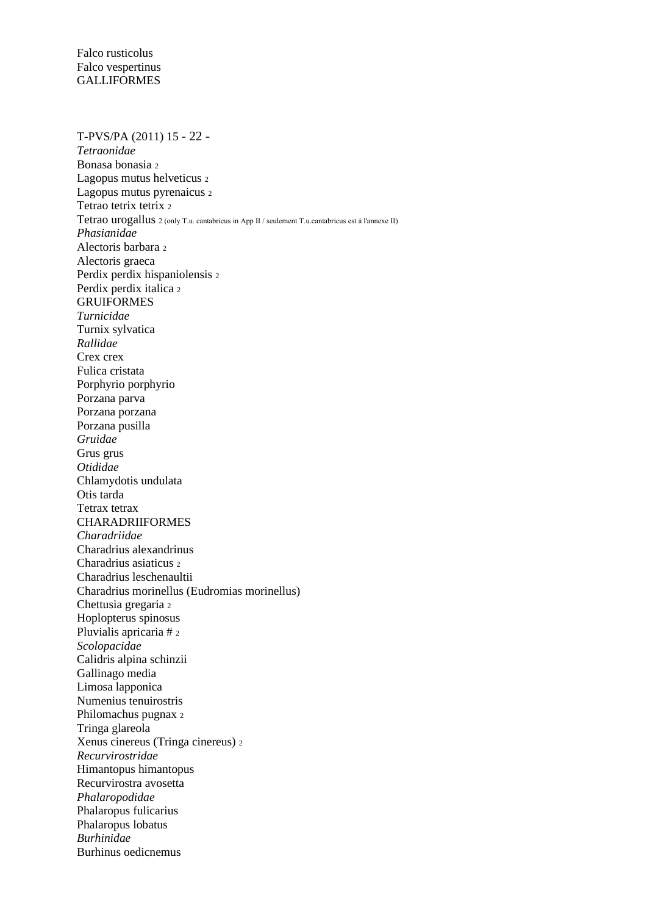Falco rusticolus
Falco vespertinus
GALLIFORMES

*Tetraonidae*
Bonasa bonasia 2
Lagopus mutus helveticus 2
Lagopus mutus pyrenaicus 2
Tetrao tetrix tetrix 2
Tetrao urogallus 2 (only T.u. cantabricus in App II / seulement T.u.cantabricus est à l'annexe II)
*Phasianidae*
Alectoris barbara 2
Alectoris graeca
Perdix perdix hispaniolensis 2
Perdix perdix italica 2
GRUIFORMES
*Turnicidae*
Turnix sylvatica
*Rallidae*
Crex crex
Fulica cristata
Porphyrio porphyrio
Porzana parva
Porzana porzana
Porzana pusilla
*Gruidae*
Grus grus
*Otididae*
Chlamydotis undulata
Otis tarda
Tetrax tetrax
CHARADRIIFORMES
*Charadriidae*
Charadrius alexandrinus
Charadrius asiaticus 2
Charadrius leschenaultii
Charadrius morinellus (Eudromias morinellus)
Chettusia gregaria 2
Hoplopterus spinosus
Pluvialis apricaria # 2
*Scolopacidae*
Calidris alpina schinzii
Gallinago media
Limosa lapponica
Numenius tenuirostris
Philomachus pugnax 2
Tringa glareola
Xenus cinereus (Tringa cinereus) 2
*Recurvirostridae*
Himantopus himantopus
Recurvirostra avosetta
*Phalaropodidae*
Phalaropus fulicarius
Phalaropus lobatus
*Burhinidae*
Burhinus oedicnemus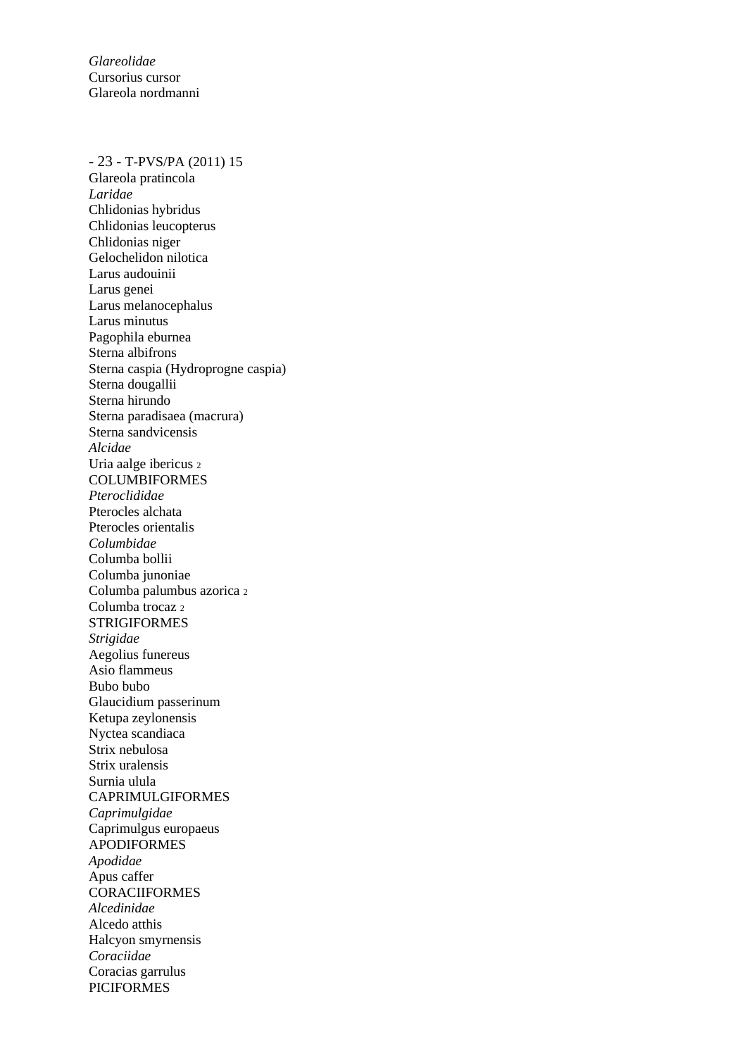*Glareolidae*
Cursorius cursor
Glareola nordmanni

Glareola pratincola
*Laridae*
Chlidonias hybridus
Chlidonias leucopterus
Chlidonias niger
Gelochelidon nilotica
Larus audouinii
Larus genei
Larus melanocephalus
Larus minutus
Pagophila eburnea
Sterna albifrons
Sterna caspia (Hydroprogne caspia)
Sterna dougallii
Sterna hirundo
Sterna paradisaea (macrura)
Sterna sandvicensis
*Alcidae*
Uria aalge ibericus [2]
COLUMBIFORMES
*Pteroclididae*
Pterocles alchata
Pterocles orientalis
*Columbidae*
Columba bollii
Columba junoniae
Columba palumbus azorica [2]
Columba trocaz [2]
STRIGIFORMES
*Strigidae*
Aegolius funereus
Asio flammeus
Bubo bubo
Glaucidium passerinum
Ketupa zeylonensis
Nyctea scandiaca
Strix nebulosa
Strix uralensis
Surnia ulula
CAPRIMULGIFORMES
*Caprimulgidae*
Caprimulgus europaeus
APODIFORMES
*Apodidae*
Apus caffer
CORACIIFORMES
*Alcedinidae*
Alcedo atthis
Halcyon smyrnensis
*Coraciidae*
Coracias garrulus
PICIFORMES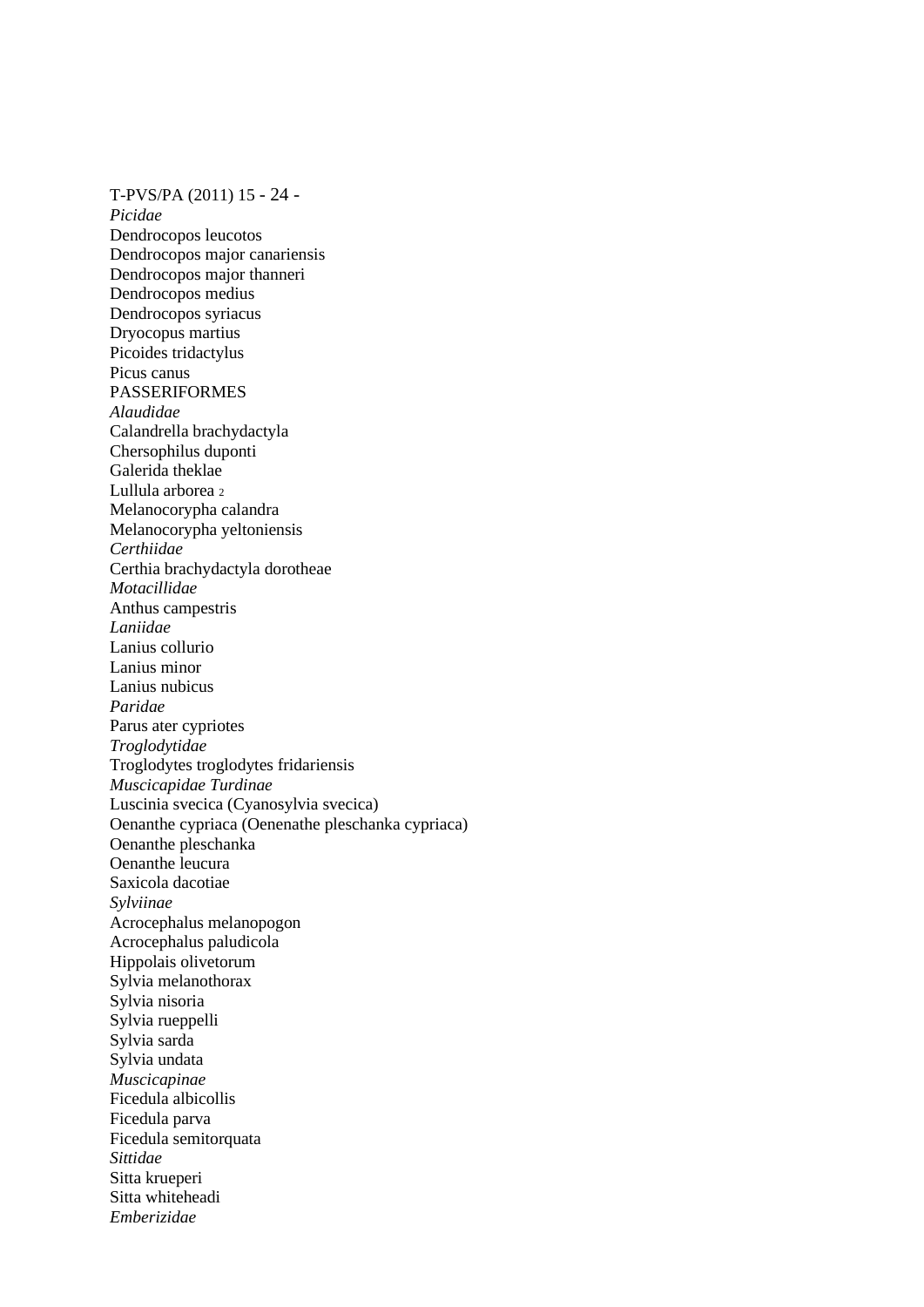*Picidae*

Dendrocopos leucotos
Dendrocopos major canariensis
Dendrocopos major thanneri
Dendrocopos medius
Dendrocopos syriacus
Dryocopus martius
Picoides tridactylus
Picus canus

PASSERIFORMES

*Alaudidae*

Calandrella brachydactyla
Chersophilus duponti
Galerida theklae
Lullula arborea [2]
Melanocorypha calandra
Melanocorypha yeltoniensis

*Certhiidae*

Certhia brachydactyla dorotheae

*Motacillidae*

Anthus campestris

*Laniidae*

Lanius collurio
Lanius minor
Lanius nubicus

*Paridae*

Parus ater cypriotes

*Troglodytidae*

Troglodytes troglodytes fridariensis

*Muscicapidae Turdinae*

Luscinia svecica (Cyanosylvia svecica)
Oenanthe cypriaca (Oenenathe pleschanka cypriaca)
Oenanthe pleschanka
Oenanthe leucura
Saxicola dacotiae

*Sylviinae*

Acrocephalus melanopogon
Acrocephalus paludicola
Hippolais olivetorum
Sylvia melanothorax
Sylvia nisoria
Sylvia rueppelli
Sylvia sarda
Sylvia undata

*Muscicapinae*

Ficedula albicollis
Ficedula parva
Ficedula semitorquata

*Sittidae*

Sitta krueperi
Sitta whiteheadi

*Emberizidae*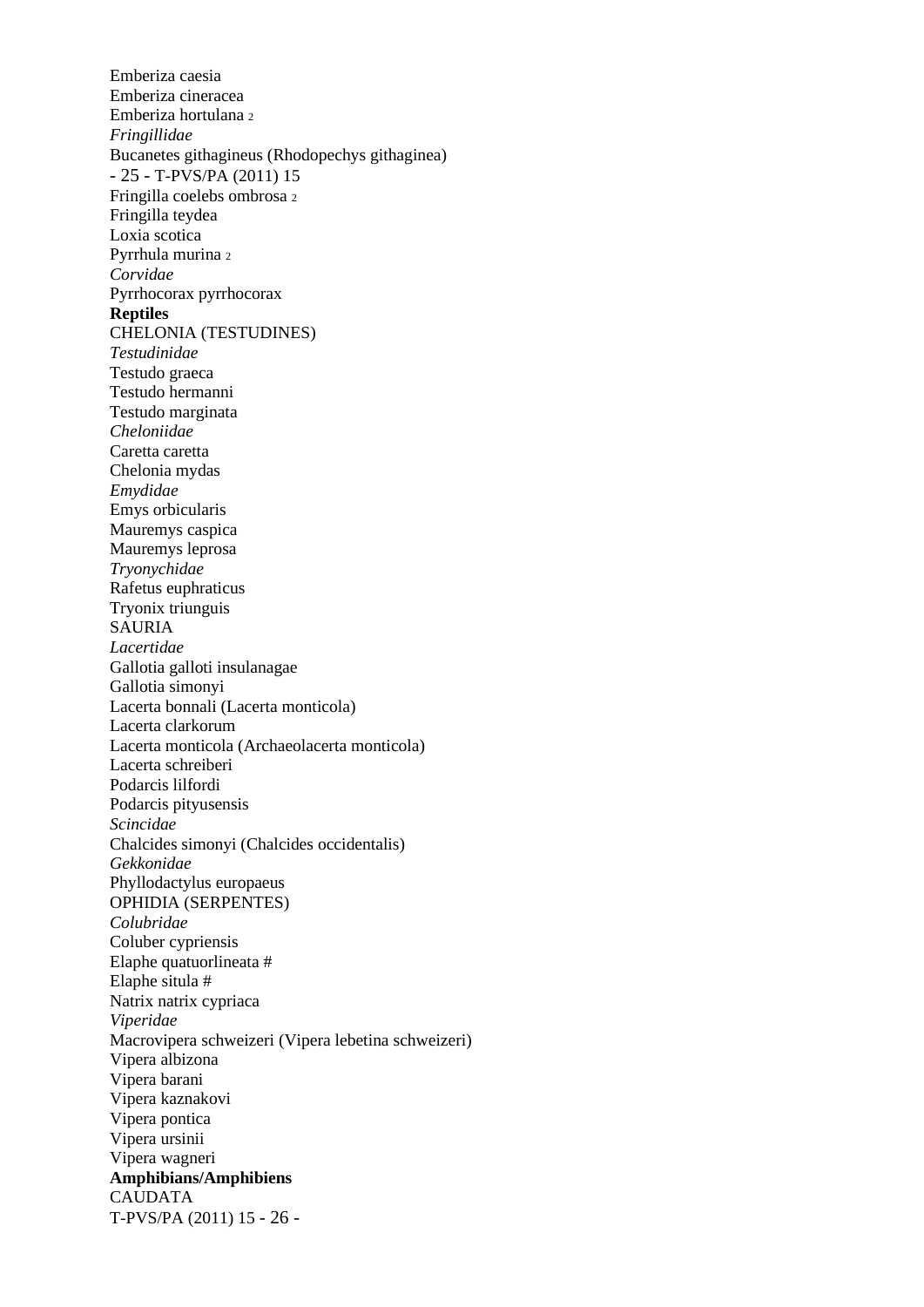Emberiza caesia
Emberiza cineracea
Emberiza hortulana [2]
*Fringillidae*
Bucanetes githagineus (Rhodopechys githaginea)
Fringilla coelebs ombrosa [2]
Fringilla teydea
Loxia scotica
Pyrrhula murina [2]
*Corvidae*
Pyrrhocorax pyrrhocorax
**Reptiles**
CHELONIA (TESTUDINES)
*Testudinidae*
Testudo graeca
Testudo hermanni
Testudo marginata
*Cheloniidae*
Caretta caretta
Chelonia mydas
*Emydidae*
Emys orbicularis
Mauremys caspica
Mauremys leprosa
*Tryonychidae*
Rafetus euphraticus
Tryonix triunguis
SAURIA
*Lacertidae*
Gallotia galloti insulanagae
Gallotia simonyi
Lacerta bonnali (Lacerta monticola)
Lacerta clarkorum
Lacerta monticola (Archaeolacerta monticola)
Lacerta schreiberi
Podarcis lilfordi
Podarcis pityusensis
*Scincidae*
Chalcides simonyi (Chalcides occidentalis)
*Gekkonidae*
Phyllodactylus europaeus
OPHIDIA (SERPENTES)
*Colubridae*
Coluber cypriensis
Elaphe quatuorlineata #
Elaphe situla #
Natrix natrix cypriaca
*Viperidae*
Macrovipera schweizeri (Vipera lebetina schweizeri)
Vipera albizona
Vipera barani
Vipera kaznakovi
Vipera pontica
Vipera ursinii
Vipera wagneri
**Amphibians/Amphibiens**
CAUDATA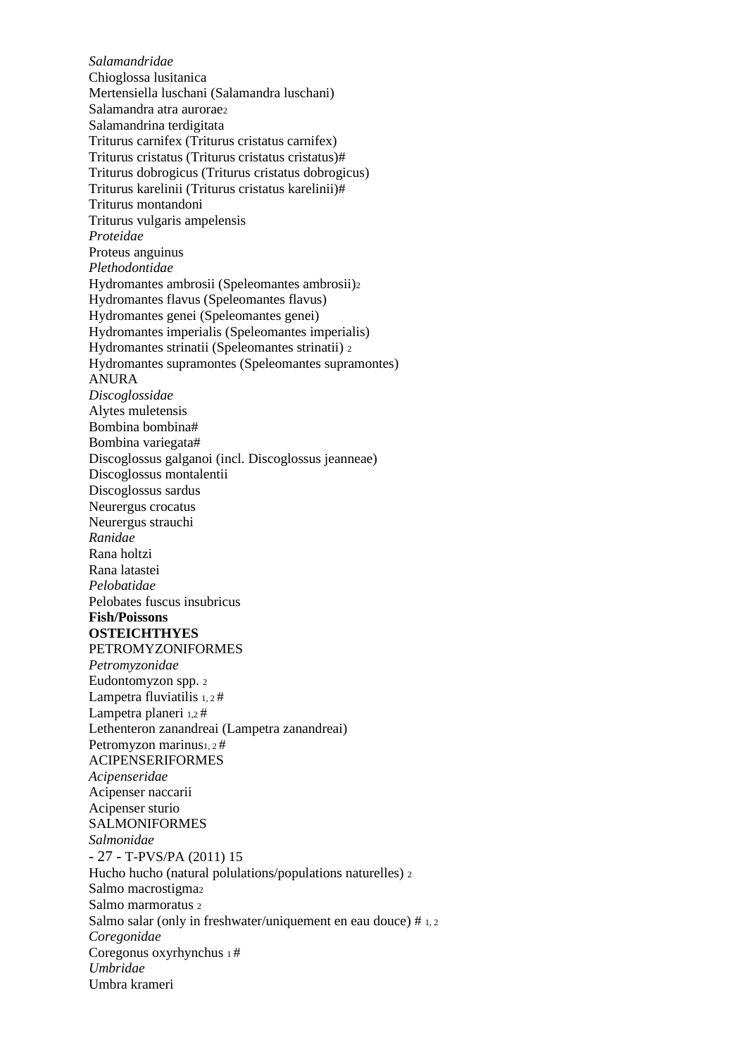*Salamandridae*

Chioglossa lusitanica

Mertensiella luschani (Salamandra luschani)

Salamandra atra aurorae[2]

Salamandrina terdigitata

Triturus carnifex (Triturus cristatus carnifex)

Triturus cristatus (Triturus cristatus cristatus)#

Triturus dobrogicus (Triturus cristatus dobrogicus)

Triturus karelinii (Triturus cristatus karelinii)#

Triturus montandoni

Triturus vulgaris ampelensis

*Proteidae*

Proteus anguinus

*Plethodontidae*

Hydromantes ambrosii (Speleomantes ambrosii)[2]

Hydromantes flavus (Speleomantes flavus)

Hydromantes genei (Speleomantes genei)

Hydromantes imperialis (Speleomantes imperialis)

Hydromantes strinatii (Speleomantes strinatii) [2]

Hydromantes supramontes (Speleomantes supramontes)

ANURA

*Discoglossidae*

Alytes muletensis

Bombina bombina#

Bombina variegata#

Discoglossus galganoi (incl. Discoglossus jeanneae)

Discoglossus montalentii

Discoglossus sardus

Neurergus crocatus

Neurergus strauchi

*Ranidae*

Rana holtzi

Rana latastei

*Pelobatidae*

Pelobates fuscus insubricus

**Fish/Poissons**

**OSTEICHTHYES**

PETROMYZONIFORMES

*Petromyzonidae*

Eudontomyzon spp. [2]

Lampetra fluviatilis [1, 2] #

Lampetra planeri [1,2] #

Lethenteron zanandreai (Lampetra zanandreai)

Petromyzon marinus[1, 2] #

ACIPENSERIFORMES

*Acipenseridae*

Acipenser naccarii

Acipenser sturio

SALMONIFORMES

*Salmonidae*

Hucho hucho (natural polulations/populations naturelles) [2]

Salmo macrostigma[2]

Salmo marmoratus [2]

Salmo salar (only in freshwater/uniquement en eau douce) # [1, 2]

*Coregonidae*

Coregonus oxyrhynchus [1] #

*Umbridae*

Umbra krameri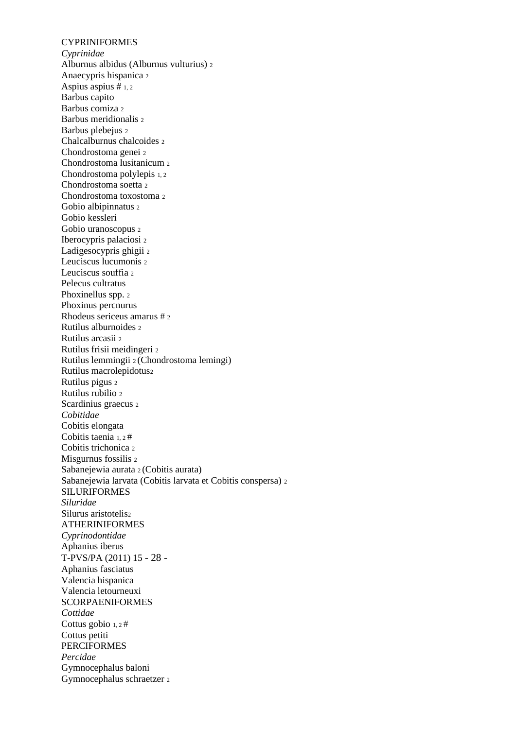CYPRINIFORMES

*Cyprinidae*

Alburnus albidus (Alburnus vulturius) 2
Anaecypris hispanica 2
Aspius aspius # 1, 2
Barbus capito
Barbus comiza 2
Barbus meridionalis 2
Barbus plebejus 2
Chalcalburnus chalcoides 2
Chondrostoma genei 2
Chondrostoma lusitanicum 2
Chondrostoma polylepis 1, 2
Chondrostoma soetta 2
Chondrostoma toxostoma 2
Gobio albipinnatus 2
Gobio kessleri
Gobio uranoscopus 2
Iberocypris palaciosi 2
Ladigesocypris ghigii 2
Leuciscus lucumonis 2
Leuciscus souffia 2
Pelecus cultratus
Phoxinellus spp. 2
Phoxinus percnurus
Rhodeus sericeus amarus # 2
Rutilus alburnoides 2
Rutilus arcasii 2
Rutilus frisii meidingeri 2
Rutilus lemmingii 2 (Chondrostoma lemingi)
Rutilus macrolepidotus2
Rutilus pigus 2
Rutilus rubilio 2
Scardinius graecus 2

*Cobitidae*

Cobitis elongata
Cobitis taenia 1, 2 #
Cobitis trichonica 2
Misgurnus fossilis 2
Sabanejewia aurata 2 (Cobitis aurata)
Sabanejewia larvata (Cobitis larvata et Cobitis conspersa) 2

SILURIFORMES

*Siluridae*

Silurus aristotelis2

ATHERINIFORMES

*Cyprinodontidae*

Aphanius iberus
Aphanius fasciatus
Valencia hispanica
Valencia letourneuxi

SCORPAENIFORMES

*Cottidae*

Cottus gobio 1, 2 #
Cottus petiti

PERCIFORMES

*Percidae*

Gymnocephalus baloni
Gymnocephalus schraetzer 2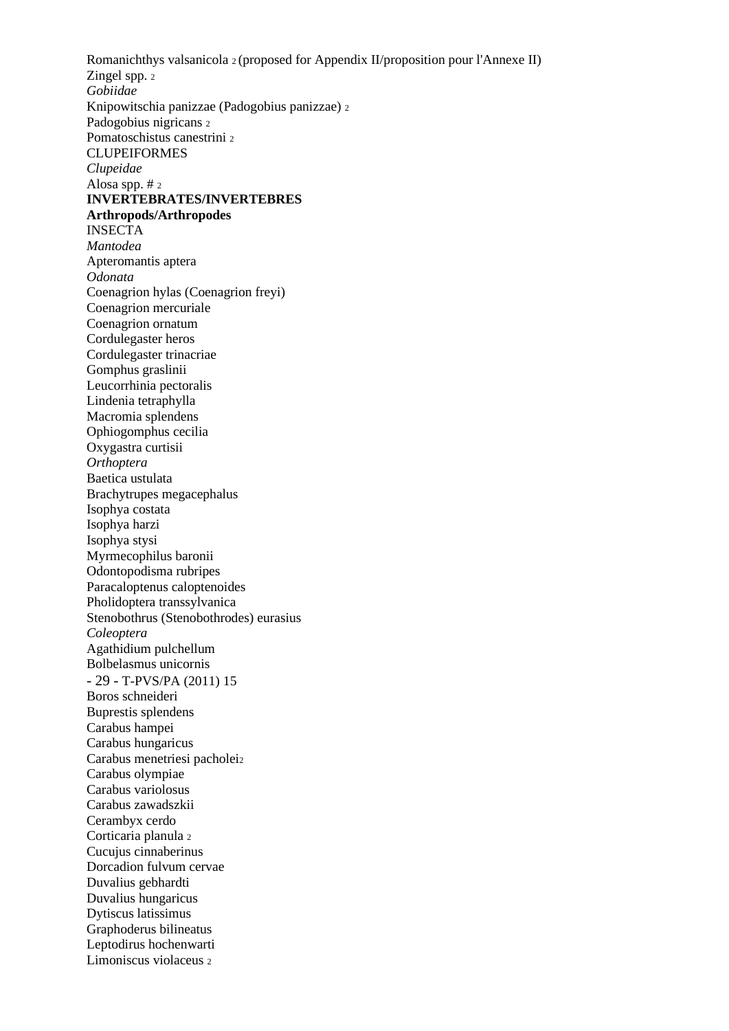Romanichthys valsanicola [2] (proposed for Appendix II/proposition pour l'Annexe II)
Zingel spp. [2]
*Gobiidae*
Knipowitschia panizzae (Padogobius panizzae) [2]
Padogobius nigricans [2]
Pomatoschistus canestrini [2]
CLUPEIFORMES
*Clupeidae*
Alosa spp. # [2]
**INVERTEBRATES/INVERTEBRES**
**Arthropods/Arthropodes**
INSECTA
*Mantodea*
Apteromantis aptera
*Odonata*
Coenagrion hylas (Coenagrion freyi)
Coenagrion mercuriale
Coenagrion ornatum
Cordulegaster heros
Cordulegaster trinacriae
Gomphus graslinii
Leucorrhinia pectoralis
Lindenia tetraphylla
Macromia splendens
Ophiogomphus cecilia
Oxygastra curtisii
*Orthoptera*
Baetica ustulata
Brachytrupes megacephalus
Isophya costata
Isophya harzi
Isophya stysi
Myrmecophilus baronii
Odontopodisma rubripes
Paracaloptenus caloptenoides
Pholidoptera transsylvanica
Stenobothrus (Stenobothrodes) eurasius
*Coleoptera*
Agathidium pulchellum
Bolbelasmus unicornis
Boros schneideri
Buprestis splendens
Carabus hampei
Carabus hungaricus
Carabus menetriesi pacholei [2]
Carabus olympiae
Carabus variolosus
Carabus zawadszkii
Cerambyx cerdo
Corticaria planula [2]
Cucujus cinnaberinus
Dorcadion fulvum cervae
Duvalius gebhardti
Duvalius hungaricus
Dytiscus latissimus
Graphoderus bilineatus
Leptodirus hochenwarti
Limoniscus violaceus [2]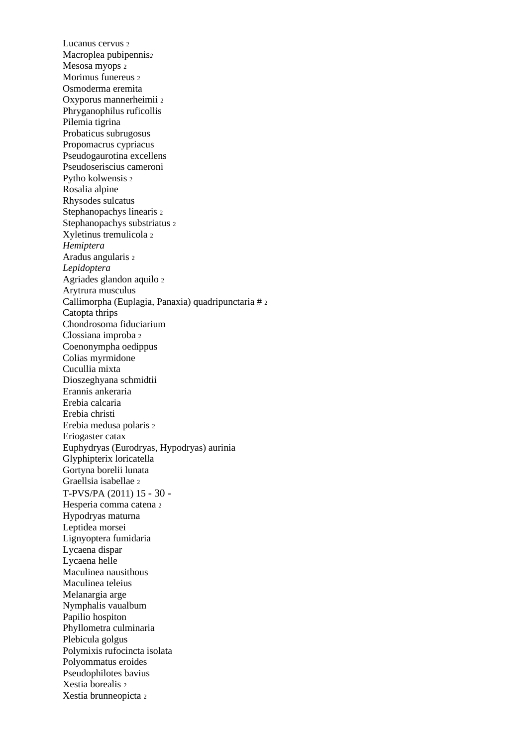Lucanus cervus [2]
Macroplea pubipennis[2]
Mesosa myops [2]
Morimus funereus [2]
Osmoderma eremita
Oxyporus mannerheimii [2]
Phryganophilus ruficollis
Pilemia tigrina
Probaticus subrugosus
Propomacrus cypriacus
Pseudogaurotina excellens
Pseudoseriscius cameroni
Pytho kolwensis [2]
Rosalia alpine
Rhysodes sulcatus
Stephanopachys linearis [2]
Stephanopachys substriatus [2]
Xyletinus tremulicola [2]

*Hemiptera*

Aradus angularis [2]

*Lepidoptera*

Agriades glandon aquilo [2]
Arytrura musculus
Callimorpha (Euplagia, Panaxia) quadripunctaria # [2]
Catopta thrips
Chondrosoma fiduciarium
Clossiana improba [2]
Coenonympha oedippus
Colias myrmidone
Cucullia mixta
Dioszeghyana schmidtii
Erannis ankeraria
Erebia calcaria
Erebia christi
Erebia medusa polaris [2]
Eriogaster catax
Euphydryas (Eurodryas, Hypodryas) aurinia
Glyphipterix loricatella
Gortyna borelii lunata
Graellsia isabellae [2]
Hesperia comma catena [2]
Hypodryas maturna
Leptidea morsei
Lignyoptera fumidaria
Lycaena dispar
Lycaena helle
Maculinea nausithous
Maculinea teleius
Melanargia arge
Nymphalis vaualbum
Papilio hospiton
Phyllometra culminaria
Plebicula golgus
Polymixis rufocincta isolata
Polyommatus eroides
Pseudophilotes bavius
Xestia borealis [2]
Xestia brunneopicta [2]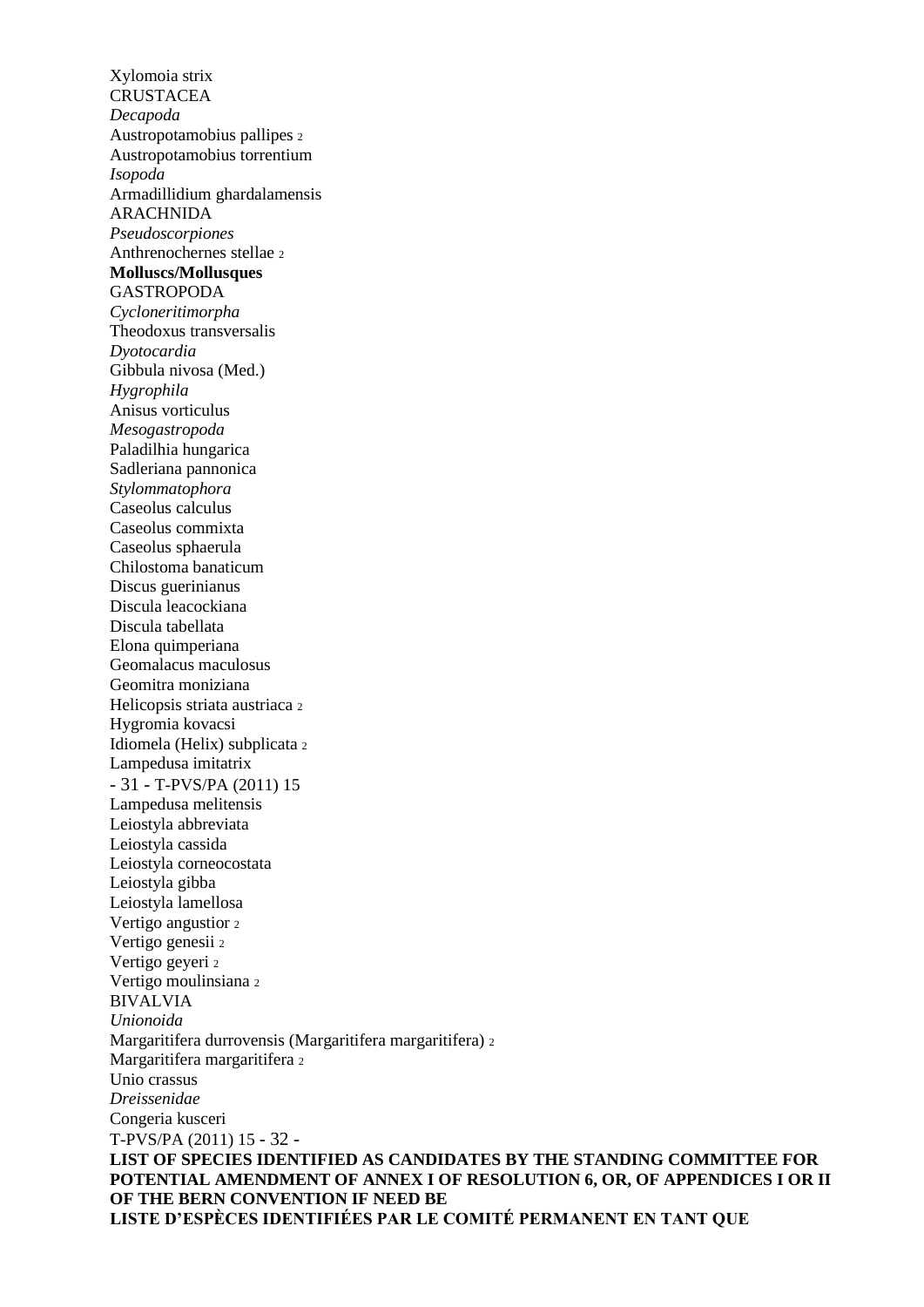Xylomoia strix

CRUSTACEA

*Decapoda*

Austropotamobius pallipes [2]

Austropotamobius torrentium

*Isopoda*

Armadillidium ghardalamensis

ARACHNIDA

*Pseudoscorpiones*

Anthrenochernes stellae [2]

**Molluscs/Mollusques**

GASTROPODA

*Cycloneritimorpha*

Theodoxus transversalis

*Dyotocardia*

Gibbula nivosa (Med.)

*Hygrophila*

Anisus vorticulus

*Mesogastropoda*

Paladilhia hungarica

Sadleriana pannonica

*Stylommatophora*

Caseolus calculus

Caseolus commixta

Caseolus sphaerula

Chilostoma banaticum

Discus guerinianus

Discula leacockiana

Discula tabellata

Elona quimperiana

Geomalacus maculosus

Geomitra moniziana

Helicopsis striata austriaca [2]

Hygromia kovacsi

Idiomela (Helix) subplicata [2]

Lampedusa imitatrix

Lampedusa melitensis

Leiostyla abbreviata

Leiostyla cassida

Leiostyla corneocostata

Leiostyla gibba

Leiostyla lamellosa

Vertigo angustior [2]

Vertigo genesii [2]

Vertigo geyeri [2]

Vertigo moulinsiana [2]

BIVALVIA

*Unionoida*

Margaritifera durrovensis (Margaritifera margaritifera) [2]

Margaritifera margaritifera [2]

Unio crassus

*Dreissenidae*

Congeria kusceri

**LIST OF SPECIES IDENTIFIED AS CANDIDATES BY THE STANDING COMMITTEE FOR POTENTIAL AMENDMENT OF ANNEX I OF RESOLUTION 6, OR, OF APPENDICES I OR II OF THE BERN CONVENTION IF NEED BE**

**LISTE D'ESPÈCES IDENTIFIÉES PAR LE COMITÉ PERMANENT EN TANT QUE**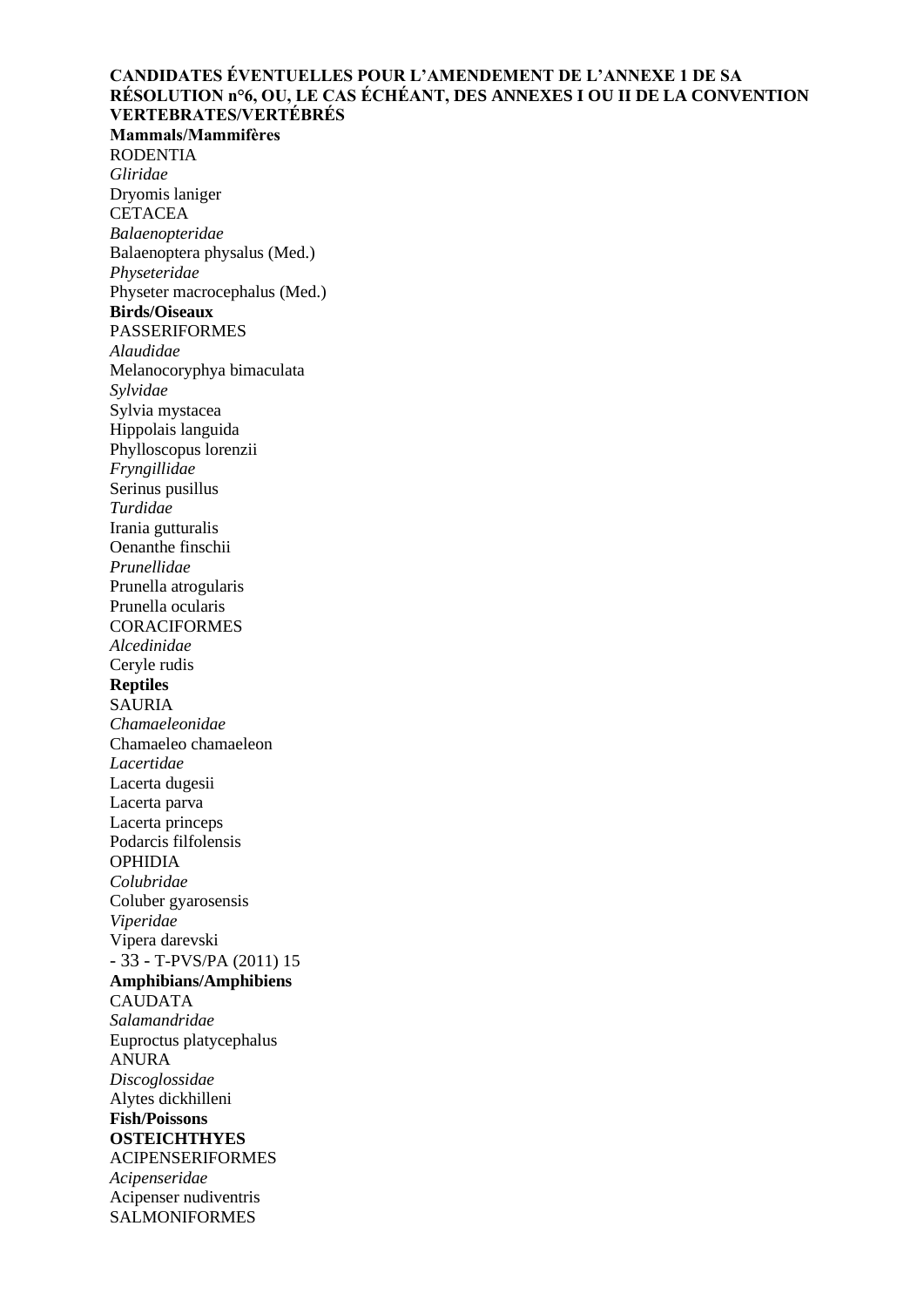**CANDIDATES ÉVENTUELLES POUR L'AMENDEMENT DE L'ANNEXE 1 DE SA RÉSOLUTION n°6, OU, LE CAS ÉCHÉANT, DES ANNEXES I OU II DE LA CONVENTION**

**VERTEBRATES/VERTÉBRÉS**

**Mammals/Mammifères**

RODENTIA

*Gliridae*

Dryomis laniger

CETACEA

*Balaenopteridae*

Balaenoptera physalus (Med.)

*Physeteridae*

Physeter macrocephalus (Med.)

**Birds/Oiseaux**

PASSERIFORMES

*Alaudidae*

Melanocoryphya bimaculata

*Sylvidae*

Sylvia mystacea

Hippolais languida

Phylloscopus lorenzii

*Fryngillidae*

Serinus pusillus

*Turdidae*

Irania gutturalis

Oenanthe finschii

*Prunellidae*

Prunella atrogularis

Prunella ocularis

CORACIFORMES

*Alcedinidae*

Ceryle rudis

**Reptiles**

SAURIA

*Chamaeleonidae*

Chamaeleo chamaeleon

*Lacertidae*

Lacerta dugesii

Lacerta parva

Lacerta princeps

Podarcis filfolensis

OPHIDIA

*Colubridae*

Coluber gyarosensis

*Viperidae*

Vipera darevski

**Amphibians/Amphibiens**

CAUDATA

*Salamandridae*

Euproctus platycephalus

ANURA

*Discoglossidae*

Alytes dickhilleni

**Fish/Poissons**

**OSTEICHTHYES**

ACIPENSERIFORMES

*Acipenseridae*

Acipenser nudiventris

SALMONIFORMES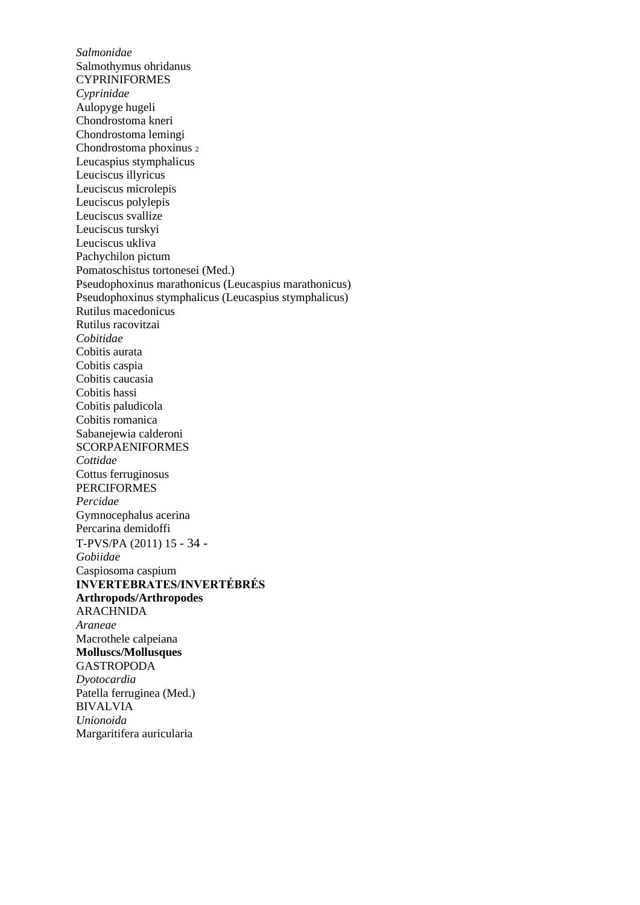*Salmonidae*
Salmothymus ohridanus
CYPRINIFORMES
*Cyprinidae*
Aulopyge hugeli
Chondrostoma kneri
Chondrostoma lemingi
Chondrostoma phoxinus [2]
Leucaspius stymphalicus
Leuciscus illyricus
Leuciscus microlepis
Leuciscus polylepis
Leuciscus svallize
Leuciscus turskyi
Leuciscus ukliva
Pachychilon pictum
Pomatoschistus tortonesei (Med.)
Pseudophoxinus marathonicus (Leucaspius marathonicus)
Pseudophoxinus stymphalicus (Leucaspius stymphalicus)
Rutilus macedonicus
Rutilus racovitzai
*Cobitidae*
Cobitis aurata
Cobitis caspia
Cobitis caucasia
Cobitis hassi
Cobitis paludicola
Cobitis romanica
Sabanejewia calderoni
SCORPAENIFORMES
*Cottidae*
Cottus ferruginosus
PERCIFORMES
*Percidae*
Gymnocephalus acerina
Percarina demidoffi
*Gobiidae*
Caspiosoma caspium
**INVERTEBRATES/INVERTÉBRÉS**
**Arthropods/Arthropodes**
ARACHNIDA
*Araneae*
Macrothele calpeiana
**Molluscs/Mollusques**
GASTROPODA
*Dyotocardia*
Patella ferruginea (Med.)
BIVALVIA
*Unionoida*
Margaritifera auricularia